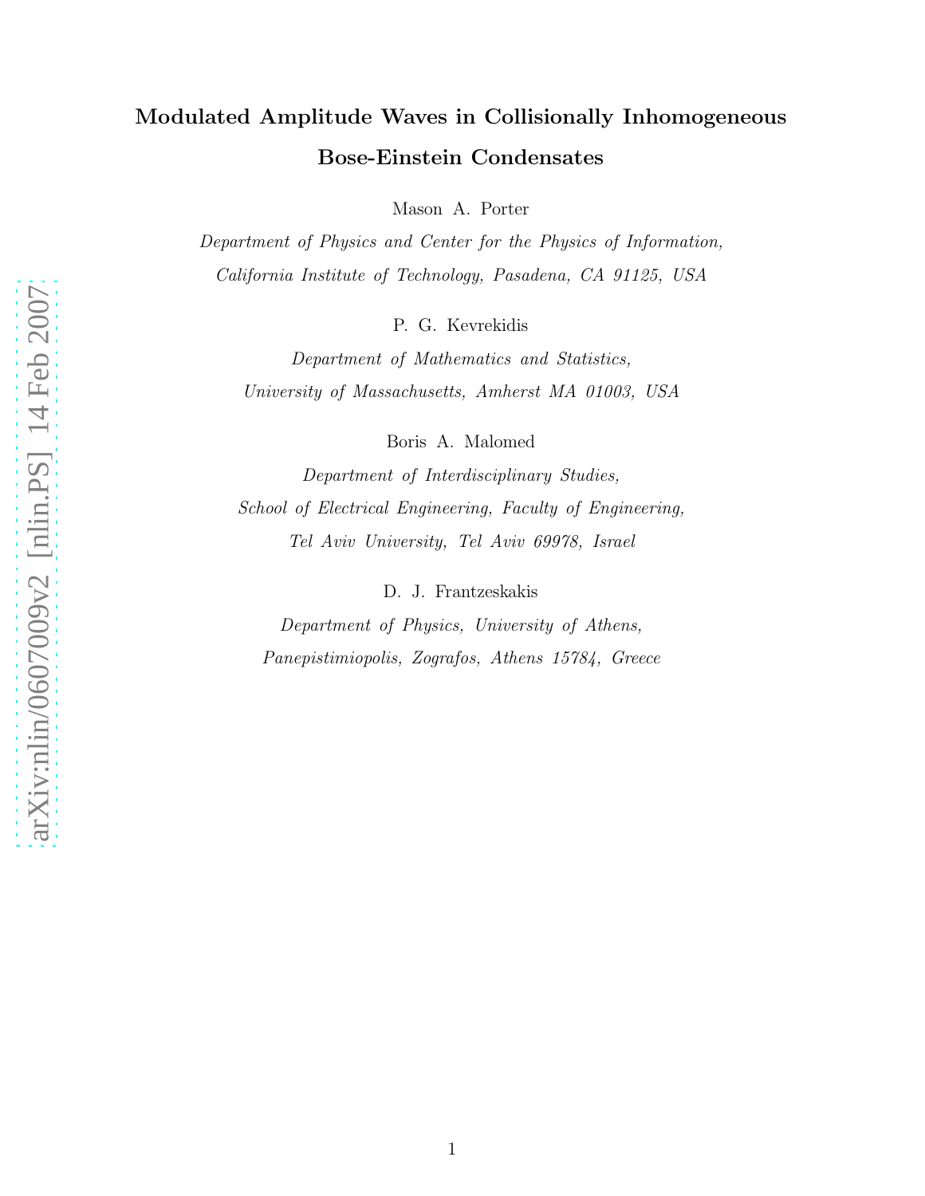# Modulated Amplitude Waves in Collisionally Inhomogeneous Bose-Einstein Condensates

Mason A. Porter

*Department of Physics and Center for the Physics of Information,*
*California Institute of Technology, Pasadena, CA 91125, USA*

P. G. Kevrekidis

*Department of Mathematics and Statistics,*
*University of Massachusetts, Amherst MA 01003, USA*

Boris A. Malomed

*Department of Interdisciplinary Studies,*
*School of Electrical Engineering, Faculty of Engineering,*
*Tel Aviv University, Tel Aviv 69978, Israel*

D. J. Frantzeskakis

*Department of Physics, University of Athens,*
*Panepistimiopolis, Zografos, Athens 15784, Greece*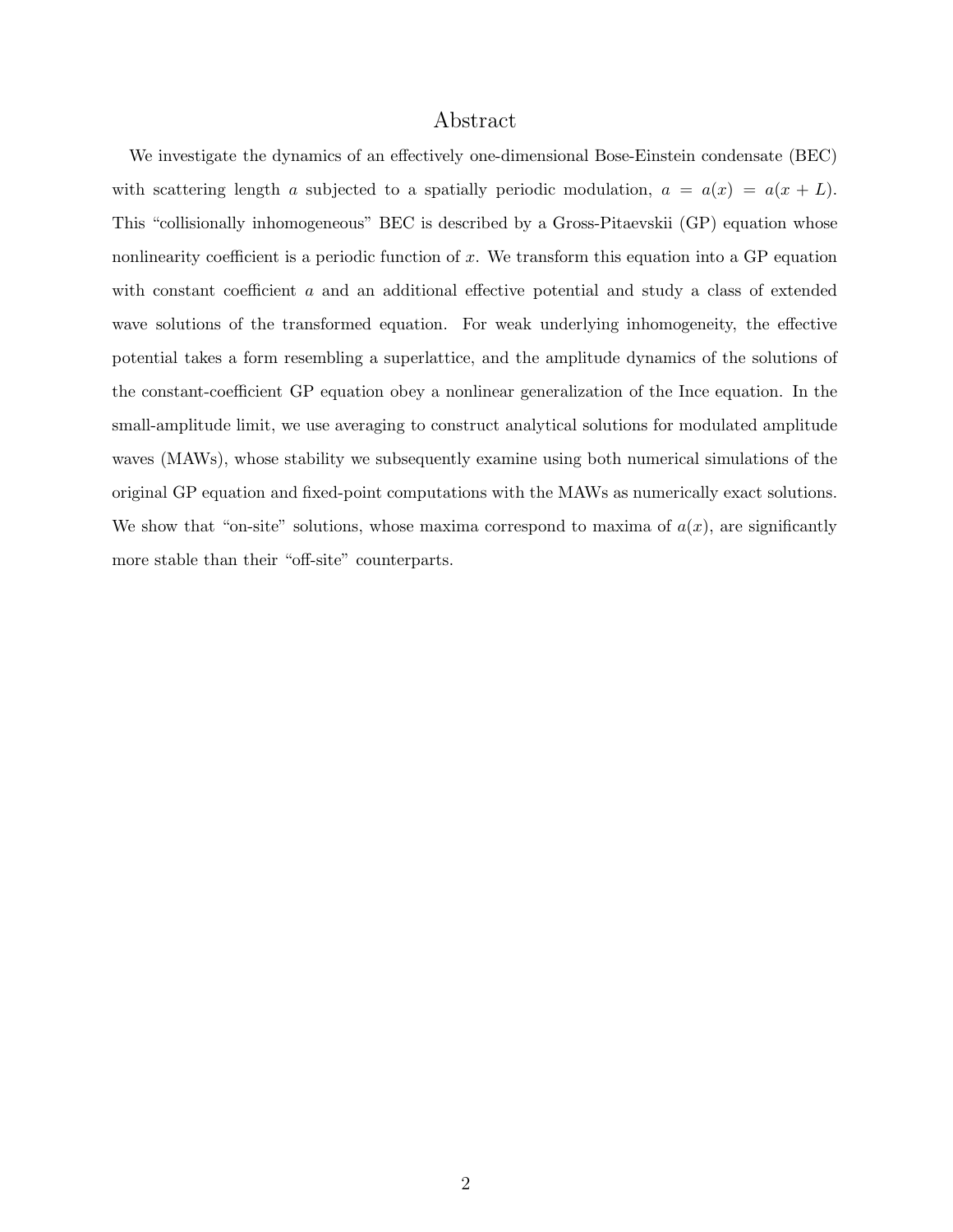## Abstract

We investigate the dynamics of an effectively one-dimensional Bose-Einstein condensate (BEC) with scattering length $a$ subjected to a spatially periodic modulation, $a = a(x) = a(x + L)$. This "collisionally inhomogeneous" BEC is described by a Gross-Pitaevskii (GP) equation whose nonlinearity coefficient is a periodic function of $x$. We transform this equation into a GP equation with constant coefficient $a$ and an additional effective potential and study a class of extended wave solutions of the transformed equation. For weak underlying inhomogeneity, the effective potential takes a form resembling a superlattice, and the amplitude dynamics of the solutions of the constant-coefficient GP equation obey a nonlinear generalization of the Ince equation. In the small-amplitude limit, we use averaging to construct analytical solutions for modulated amplitude waves (MAWs), whose stability we subsequently examine using both numerical simulations of the original GP equation and fixed-point computations with the MAWs as numerically exact solutions. We show that "on-site" solutions, whose maxima correspond to maxima of $a(x)$, are significantly more stable than their "off-site" counterparts.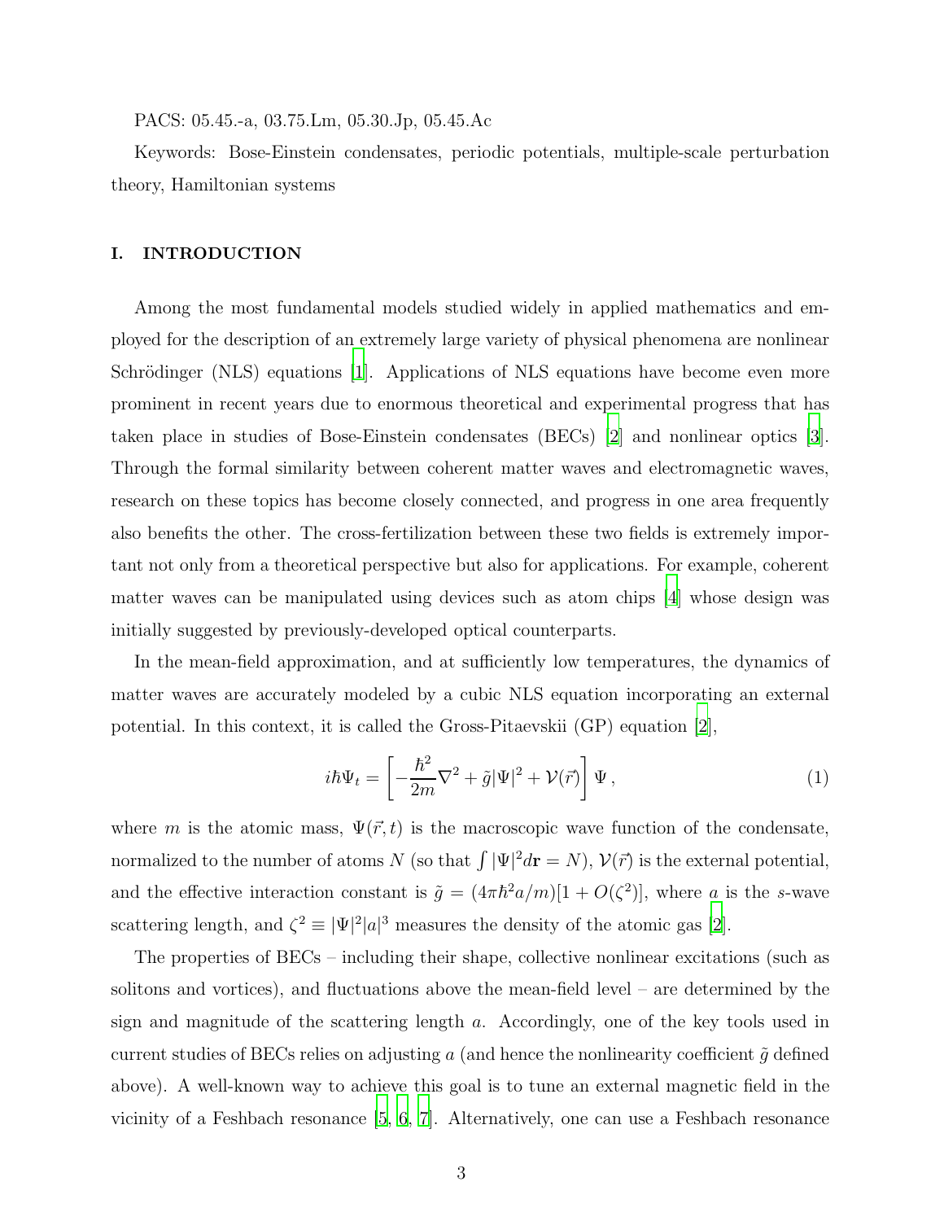PACS: 05.45.-a, 03.75.Lm, 05.30.Jp, 05.45.Ac

Keywords: Bose-Einstein condensates, periodic potentials, multiple-scale perturbation theory, Hamiltonian systems

## I. INTRODUCTION

Among the most fundamental models studied widely in applied mathematics and employed for the description of an extremely large variety of physical phenomena are nonlinear Schrödinger (NLS) equations [1]. Applications of NLS equations have become even more prominent in recent years due to enormous theoretical and experimental progress that has taken place in studies of Bose-Einstein condensates (BECs) [2] and nonlinear optics [3]. Through the formal similarity between coherent matter waves and electromagnetic waves, research on these topics has become closely connected, and progress in one area frequently also benefits the other. The cross-fertilization between these two fields is extremely important not only from a theoretical perspective but also for applications. For example, coherent matter waves can be manipulated using devices such as atom chips [4] whose design was initially suggested by previously-developed optical counterparts.

In the mean-field approximation, and at sufficiently low temperatures, the dynamics of matter waves are accurately modeled by a cubic NLS equation incorporating an external potential. In this context, it is called the Gross-Pitaevskii (GP) equation [2],

$$i\hbar\Psi_t = \left[-\frac{\hbar^2}{2m}\nabla^2 + \tilde{g}|\Psi|^2 + \mathcal{V}(\vec{r})\right]\Psi\,, \tag{1}$$

where $m$ is the atomic mass, $\Psi(\vec{r},t)$ is the macroscopic wave function of the condensate, normalized to the number of atoms $N$ (so that $\int|\Psi|^2 d\mathbf{r} = N$), $\mathcal{V}(\vec{r})$ is the external potential, and the effective interaction constant is $\tilde{g} = (4\pi\hbar^2 a/m)[1 + O(\zeta^2)]$, where $a$ is the $s$-wave scattering length, and $\zeta^2 \equiv |\Psi|^2|a|^3$ measures the density of the atomic gas [2].

The properties of BECs – including their shape, collective nonlinear excitations (such as solitons and vortices), and fluctuations above the mean-field level – are determined by the sign and magnitude of the scattering length $a$. Accordingly, one of the key tools used in current studies of BECs relies on adjusting $a$ (and hence the nonlinearity coefficient $\tilde{g}$ defined above). A well-known way to achieve this goal is to tune an external magnetic field in the vicinity of a Feshbach resonance [5, 6, 7]. Alternatively, one can use a Feshbach resonance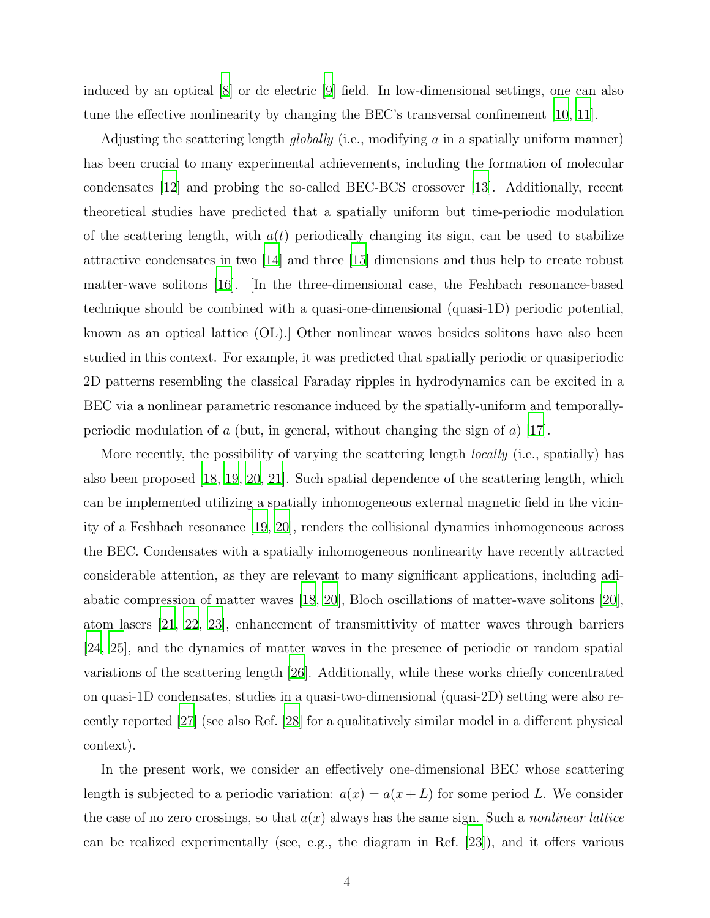induced by an optical [8] or dc electric [9] field. In low-dimensional settings, one can also tune the effective nonlinearity by changing the BEC's transversal confinement [10, 11].

Adjusting the scattering length *globally* (i.e., modifying $a$ in a spatially uniform manner) has been crucial to many experimental achievements, including the formation of molecular condensates [12] and probing the so-called BEC-BCS crossover [13]. Additionally, recent theoretical studies have predicted that a spatially uniform but time-periodic modulation of the scattering length, with $a(t)$ periodically changing its sign, can be used to stabilize attractive condensates in two [14] and three [15] dimensions and thus help to create robust matter-wave solitons [16]. [In the three-dimensional case, the Feshbach resonance-based technique should be combined with a quasi-one-dimensional (quasi-1D) periodic potential, known as an optical lattice (OL).] Other nonlinear waves besides solitons have also been studied in this context. For example, it was predicted that spatially periodic or quasiperiodic 2D patterns resembling the classical Faraday ripples in hydrodynamics can be excited in a BEC via a nonlinear parametric resonance induced by the spatially-uniform and temporally-periodic modulation of $a$ (but, in general, without changing the sign of $a$) [17].

More recently, the possibility of varying the scattering length *locally* (i.e., spatially) has also been proposed [18, 19, 20, 21]. Such spatial dependence of the scattering length, which can be implemented utilizing a spatially inhomogeneous external magnetic field in the vicinity of a Feshbach resonance [19, 20], renders the collisional dynamics inhomogeneous across the BEC. Condensates with a spatially inhomogeneous nonlinearity have recently attracted considerable attention, as they are relevant to many significant applications, including adiabatic compression of matter waves [18, 20], Bloch oscillations of matter-wave solitons [20], atom lasers [21, 22, 23], enhancement of transmittivity of matter waves through barriers [24, 25], and the dynamics of matter waves in the presence of periodic or random spatial variations of the scattering length [26]. Additionally, while these works chiefly concentrated on quasi-1D condensates, studies in a quasi-two-dimensional (quasi-2D) setting were also recently reported [27] (see also Ref. [28] for a qualitatively similar model in a different physical context).

In the present work, we consider an effectively one-dimensional BEC whose scattering length is subjected to a periodic variation: $a(x) = a(x + L)$ for some period $L$. We consider the case of no zero crossings, so that $a(x)$ always has the same sign. Such a *nonlinear lattice* can be realized experimentally (see, e.g., the diagram in Ref. [23]), and it offers various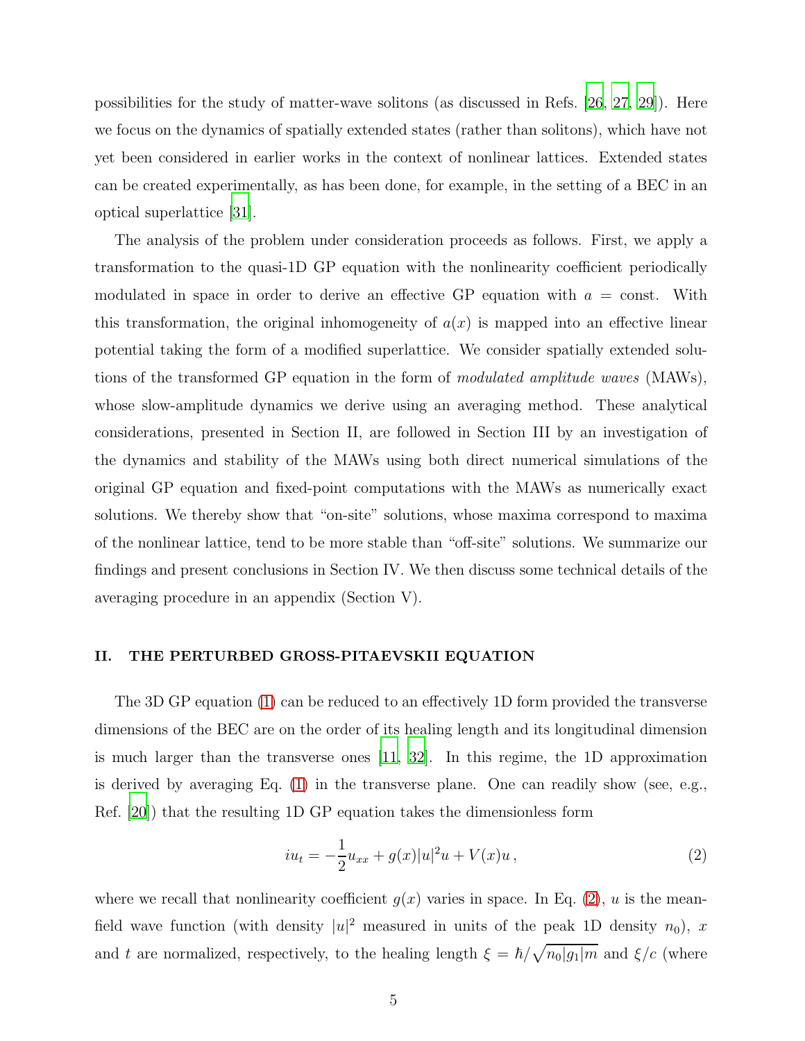possibilities for the study of matter-wave solitons (as discussed in Refs. [26, 27, 29]). Here we focus on the dynamics of spatially extended states (rather than solitons), which have not yet been considered in earlier works in the context of nonlinear lattices. Extended states can be created experimentally, as has been done, for example, in the setting of a BEC in an optical superlattice [31].

The analysis of the problem under consideration proceeds as follows. First, we apply a transformation to the quasi-1D GP equation with the nonlinearity coefficient periodically modulated in space in order to derive an effective GP equation with $a = \text{const}$. With this transformation, the original inhomogeneity of $a(x)$ is mapped into an effective linear potential taking the form of a modified superlattice. We consider spatially extended solutions of the transformed GP equation in the form of *modulated amplitude waves* (MAWs), whose slow-amplitude dynamics we derive using an averaging method. These analytical considerations, presented in Section II, are followed in Section III by an investigation of the dynamics and stability of the MAWs using both direct numerical simulations of the original GP equation and fixed-point computations with the MAWs as numerically exact solutions. We thereby show that "on-site" solutions, whose maxima correspond to maxima of the nonlinear lattice, tend to be more stable than "off-site" solutions. We summarize our findings and present conclusions in Section IV. We then discuss some technical details of the averaging procedure in an appendix (Section V).

## II. THE PERTURBED GROSS-PITAEVSKII EQUATION

The 3D GP equation (1) can be reduced to an effectively 1D form provided the transverse dimensions of the BEC are on the order of its healing length and its longitudinal dimension is much larger than the transverse ones [11, 32]. In this regime, the 1D approximation is derived by averaging Eq. (1) in the transverse plane. One can readily show (see, e.g., Ref. [20]) that the resulting 1D GP equation takes the dimensionless form

$$iu_t = -\frac{1}{2}u_{xx} + g(x)|u|^2u + V(x)u\,, \tag{2}$$

where we recall that nonlinearity coefficient $g(x)$ varies in space. In Eq. (2), $u$ is the mean-field wave function (with density $|u|^2$ measured in units of the peak 1D density $n_0$), $x$ and $t$ are normalized, respectively, to the healing length $\xi = \hbar/\sqrt{n_0|g_1|m}$ and $\xi/c$ (where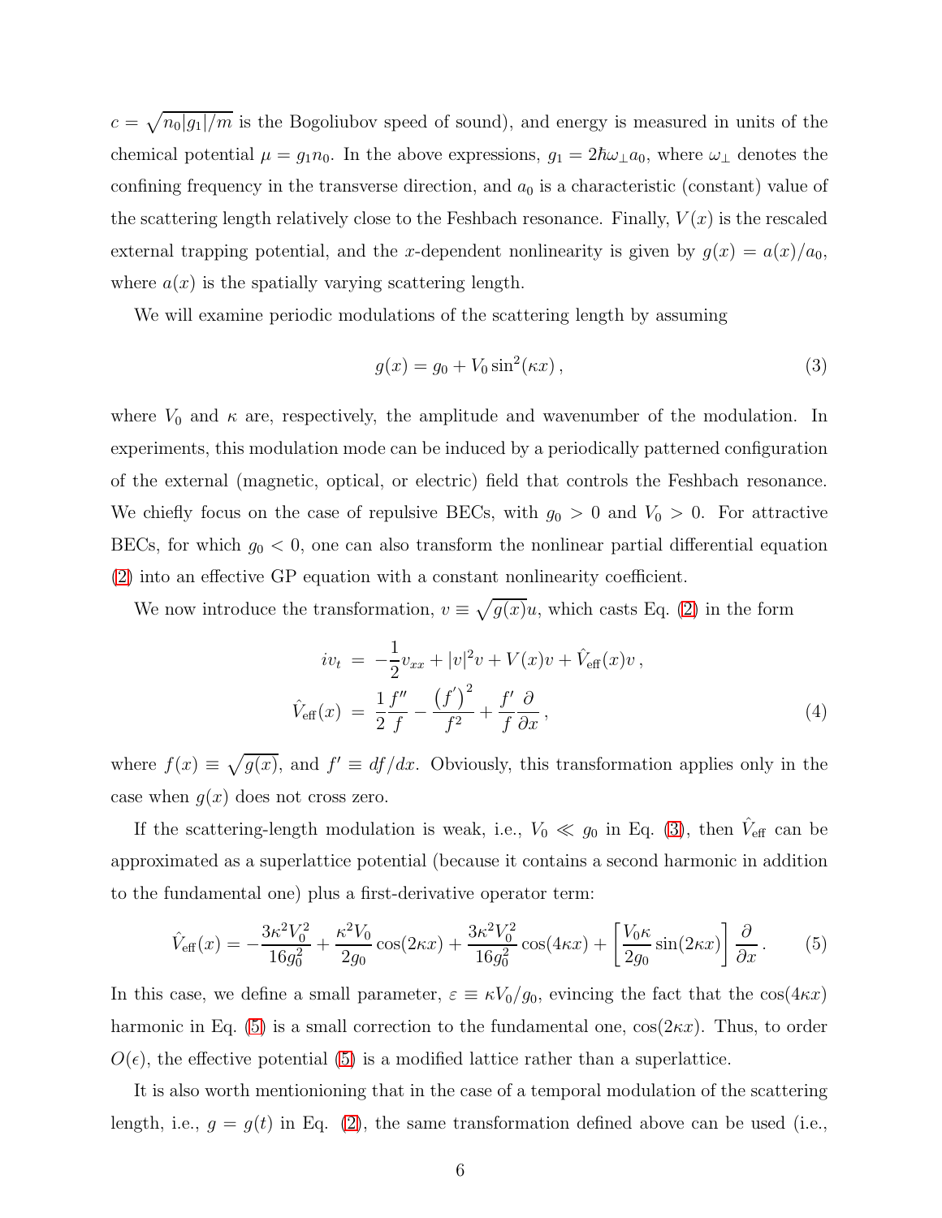$c = \sqrt{n_0|g_1|/m}$ is the Bogoliubov speed of sound), and energy is measured in units of the chemical potential $\mu = g_1 n_0$. In the above expressions, $g_1 = 2\hbar\omega_\perp a_0$, where $\omega_\perp$ denotes the confining frequency in the transverse direction, and $a_0$ is a characteristic (constant) value of the scattering length relatively close to the Feshbach resonance. Finally, $V(x)$ is the rescaled external trapping potential, and the $x$-dependent nonlinearity is given by $g(x) = a(x)/a_0$, where $a(x)$ is the spatially varying scattering length.

We will examine periodic modulations of the scattering length by assuming

$$g(x) = g_0 + V_0 \sin^2(\kappa x)\,, \tag{3}$$

where $V_0$ and $\kappa$ are, respectively, the amplitude and wavenumber of the modulation. In experiments, this modulation mode can be induced by a periodically patterned configuration of the external (magnetic, optical, or electric) field that controls the Feshbach resonance. We chiefly focus on the case of repulsive BECs, with $g_0 > 0$ and $V_0 > 0$. For attractive BECs, for which $g_0 < 0$, one can also transform the nonlinear partial differential equation (2) into an effective GP equation with a constant nonlinearity coefficient.

We now introduce the transformation, $v \equiv \sqrt{g(x)}u$, which casts Eq. (2) in the form

$$\begin{aligned} iv_t &= -\frac{1}{2}v_{xx} + |v|^2 v + V(x)v + \hat{V}_{\text{eff}}(x)v\,, \\ \hat{V}_{\text{eff}}(x) &= \frac{1}{2}\frac{f''}{f} - \frac{\left(f'\right)^2}{f^2} + \frac{f'}{f}\frac{\partial}{\partial x}\,, \end{aligned} \tag{4}$$

where $f(x) \equiv \sqrt{g(x)}$, and $f' \equiv df/dx$. Obviously, this transformation applies only in the case when $g(x)$ does not cross zero.

If the scattering-length modulation is weak, i.e., $V_0 \ll g_0$ in Eq. (3), then $\hat{V}_{\text{eff}}$ can be approximated as a superlattice potential (because it contains a second harmonic in addition to the fundamental one) plus a first-derivative operator term:

$$\hat{V}_{\text{eff}}(x) = -\frac{3\kappa^2 V_0^2}{16 g_0^2} + \frac{\kappa^2 V_0}{2g_0}\cos(2\kappa x) + \frac{3\kappa^2 V_0^2}{16 g_0^2}\cos(4\kappa x) + \left[\frac{V_0 \kappa}{2 g_0}\sin(2\kappa x)\right]\frac{\partial}{\partial x}\,. \tag{5}$$

In this case, we define a small parameter, $\varepsilon \equiv \kappa V_0/g_0$, evincing the fact that the $\cos(4\kappa x)$ harmonic in Eq. (5) is a small correction to the fundamental one, $\cos(2\kappa x)$. Thus, to order $O(\epsilon)$, the effective potential (5) is a modified lattice rather than a superlattice.

It is also worth mentionioning that in the case of a temporal modulation of the scattering length, i.e., $g = g(t)$ in Eq. (2), the same transformation defined above can be used (i.e.,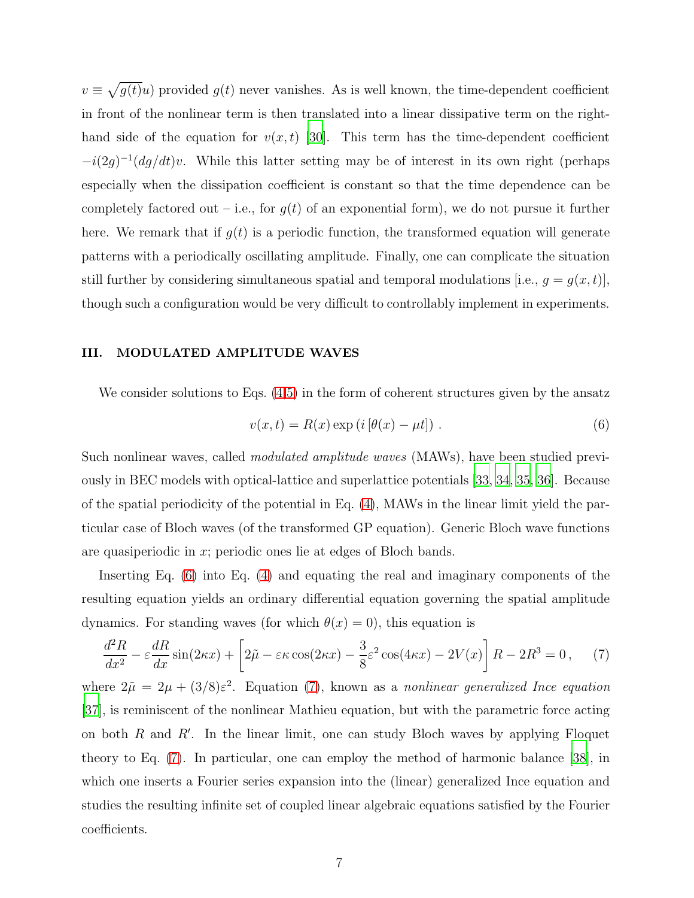$v \equiv \sqrt{g(t)}u$) provided $g(t)$ never vanishes. As is well known, the time-dependent coefficient in front of the nonlinear term is then translated into a linear dissipative term on the right-hand side of the equation for $v(x,t)$ [30]. This term has the time-dependent coefficient $-i(2g)^{-1}(dg/dt)v$. While this latter setting may be of interest in its own right (perhaps especially when the dissipation coefficient is constant so that the time dependence can be completely factored out – i.e., for $g(t)$ of an exponential form), we do not pursue it further here. We remark that if $g(t)$ is a periodic function, the transformed equation will generate patterns with a periodically oscillating amplitude. Finally, one can complicate the situation still further by considering simultaneous spatial and temporal modulations [i.e., $g = g(x,t)$], though such a configuration would be very difficult to controllably implement in experiments.

## III. MODULATED AMPLITUDE WAVES

We consider solutions to Eqs. (4,5) in the form of coherent structures given by the ansatz

$$v(x,t) = R(x) \exp\left(i\left[\theta(x) - \mu t\right]\right) . \tag{6}$$

Such nonlinear waves, called *modulated amplitude waves* (MAWs), have been studied previously in BEC models with optical-lattice and superlattice potentials [33, 34, 35, 36]. Because of the spatial periodicity of the potential in Eq. (4), MAWs in the linear limit yield the particular case of Bloch waves (of the transformed GP equation). Generic Bloch wave functions are quasiperiodic in $x$; periodic ones lie at edges of Bloch bands.

Inserting Eq. (6) into Eq. (4) and equating the real and imaginary components of the resulting equation yields an ordinary differential equation governing the spatial amplitude dynamics. For standing waves (for which $\theta(x) = 0$), this equation is

$$\frac{d^2R}{dx^2} - \varepsilon \frac{dR}{dx}\sin(2\kappa x) + \left[2\tilde{\mu} - \varepsilon\kappa\cos(2\kappa x) - \frac{3}{8}\varepsilon^2\cos(4\kappa x) - 2V(x)\right]R - 2R^3 = 0\,, \tag{7}$$

where $2\tilde{\mu} = 2\mu + (3/8)\varepsilon^2$. Equation (7), known as a *nonlinear generalized Ince equation* [37], is reminiscent of the nonlinear Mathieu equation, but with the parametric force acting on both $R$ and $R'$. In the linear limit, one can study Bloch waves by applying Floquet theory to Eq. (7). In particular, one can employ the method of harmonic balance [38], in which one inserts a Fourier series expansion into the (linear) generalized Ince equation and studies the resulting infinite set of coupled linear algebraic equations satisfied by the Fourier coefficients.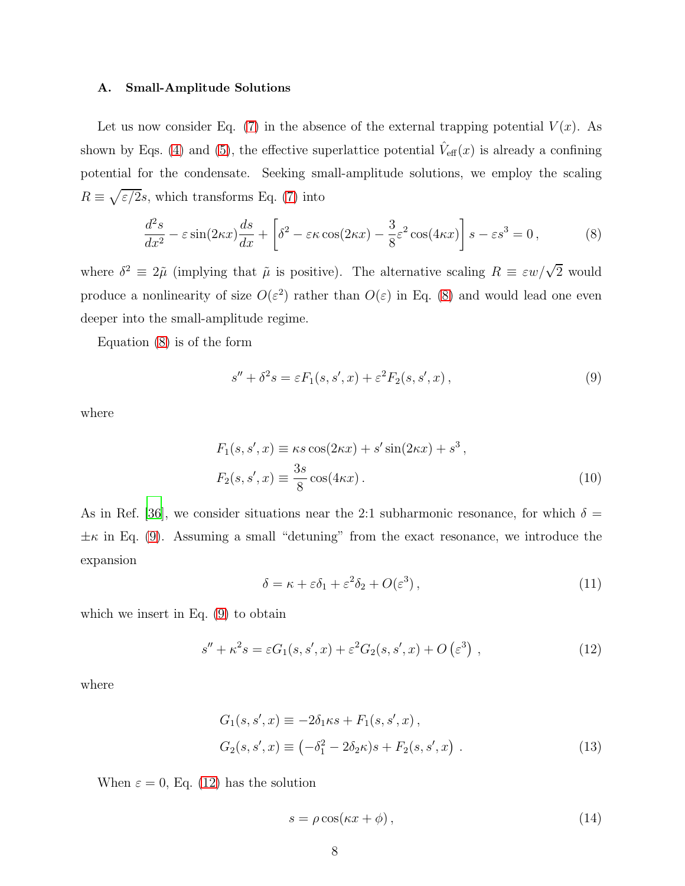### A. Small-Amplitude Solutions

Let us now consider Eq. (7) in the absence of the external trapping potential $V(x)$. As shown by Eqs. (4) and (5), the effective superlattice potential $\hat{V}_{\text{eff}}(x)$ is already a confining potential for the condensate. Seeking small-amplitude solutions, we employ the scaling $R \equiv \sqrt{\varepsilon/2}s$, which transforms Eq. (7) into

$$\frac{d^2 s}{dx^2} - \varepsilon \sin(2\kappa x)\frac{ds}{dx} + \left[\delta^2 - \varepsilon\kappa\cos(2\kappa x) - \frac{3}{8}\varepsilon^2\cos(4\kappa x)\right]s - \varepsilon s^3 = 0\,, \tag{8}$$

where $\delta^2 \equiv 2\tilde{\mu}$ (implying that $\tilde{\mu}$ is positive). The alternative scaling $R \equiv \varepsilon w/\sqrt{2}$ would produce a nonlinearity of size $O(\varepsilon^2)$ rather than $O(\varepsilon)$ in Eq. (8) and would lead one even deeper into the small-amplitude regime.

Equation (8) is of the form

$$s'' + \delta^2 s = \varepsilon F_1(s, s', x) + \varepsilon^2 F_2(s, s', x)\,, \tag{9}$$

where

$$\begin{aligned}
F_1(s, s', x) &\equiv \kappa s \cos(2\kappa x) + s'\sin(2\kappa x) + s^3\,, \\
F_2(s, s', x) &\equiv \frac{3s}{8}\cos(4\kappa x)\,.
\end{aligned} \tag{10}$$

As in Ref. [36], we consider situations near the 2:1 subharmonic resonance, for which $\delta = \pm\kappa$ in Eq. (9). Assuming a small "detuning" from the exact resonance, we introduce the expansion

$$\delta = \kappa + \varepsilon\delta_1 + \varepsilon^2\delta_2 + O(\varepsilon^3)\,, \tag{11}$$

which we insert in Eq. (9) to obtain

$$s'' + \kappa^2 s = \varepsilon G_1(s, s', x) + \varepsilon^2 G_2(s, s', x) + O\left(\varepsilon^3\right)\,, \tag{12}$$

where

$$\begin{aligned}
G_1(s, s', x) &\equiv -2\delta_1\kappa s + F_1(s, s', x)\,, \\
G_2(s, s', x) &\equiv \left(-\delta_1^2 - 2\delta_2\kappa\right)s + F_2(s, s', x)\ .
\end{aligned} \tag{13}$$

When $\varepsilon = 0$, Eq. (12) has the solution

$$s = \rho\cos(\kappa x + \phi)\,, \tag{14}$$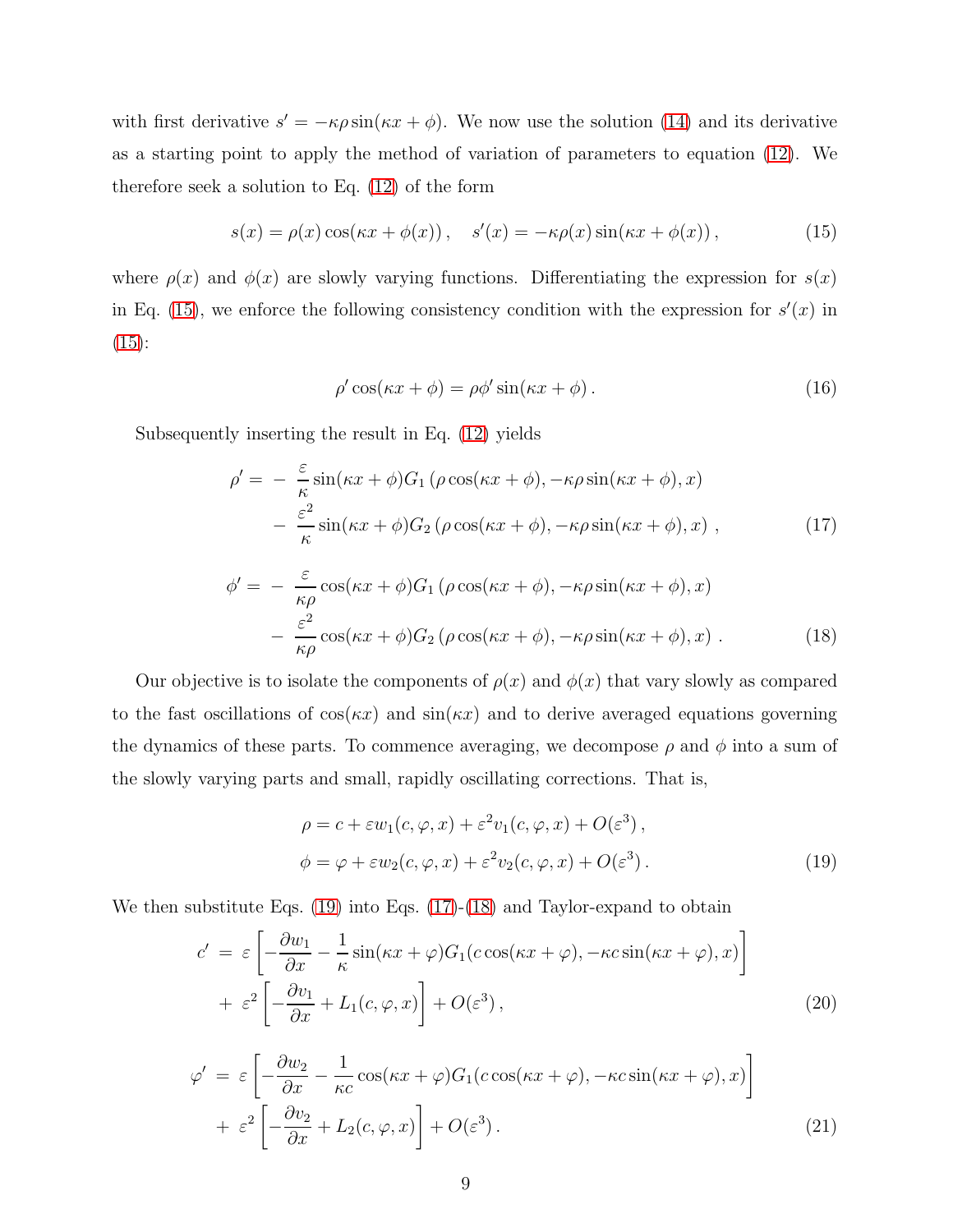with first derivative $s' = -\kappa\rho\sin(\kappa x + \phi)$. We now use the solution (14) and its derivative as a starting point to apply the method of variation of parameters to equation (12). We therefore seek a solution to Eq. (12) of the form

$$s(x) = \rho(x)\cos(\kappa x + \phi(x))\,, \quad s'(x) = -\kappa\rho(x)\sin(\kappa x + \phi(x))\,, \tag{15}$$

where $\rho(x)$ and $\phi(x)$ are slowly varying functions. Differentiating the expression for $s(x)$ in Eq. (15), we enforce the following consistency condition with the expression for $s'(x)$ in (15):

$$\rho'\cos(\kappa x + \phi) = \rho\phi'\sin(\kappa x + \phi)\,. \tag{16}$$

Subsequently inserting the result in Eq. (12) yields

$$\begin{aligned}
\rho' =& -\frac{\varepsilon}{\kappa}\sin(\kappa x + \phi)G_1\left(\rho\cos(\kappa x + \phi), -\kappa\rho\sin(\kappa x + \phi), x\right) \\
&- \frac{\varepsilon^2}{\kappa}\sin(\kappa x + \phi)G_2\left(\rho\cos(\kappa x + \phi), -\kappa\rho\sin(\kappa x + \phi), x\right)\,,
\end{aligned} \tag{17}$$

$$\begin{aligned}
\phi' =& -\frac{\varepsilon}{\kappa\rho}\cos(\kappa x + \phi)G_1\left(\rho\cos(\kappa x + \phi), -\kappa\rho\sin(\kappa x + \phi), x\right) \\
&- \frac{\varepsilon^2}{\kappa\rho}\cos(\kappa x + \phi)G_2\left(\rho\cos(\kappa x + \phi), -\kappa\rho\sin(\kappa x + \phi), x\right)\,.
\end{aligned} \tag{18}$$

Our objective is to isolate the components of $\rho(x)$ and $\phi(x)$ that vary slowly as compared to the fast oscillations of $\cos(\kappa x)$ and $\sin(\kappa x)$ and to derive averaged equations governing the dynamics of these parts. To commence averaging, we decompose $\rho$ and $\phi$ into a sum of the slowly varying parts and small, rapidly oscillating corrections. That is,

$$\begin{aligned}
\rho &= c + \varepsilon w_1(c, \varphi, x) + \varepsilon^2 v_1(c, \varphi, x) + O(\varepsilon^3)\,, \\
\phi &= \varphi + \varepsilon w_2(c, \varphi, x) + \varepsilon^2 v_2(c, \varphi, x) + O(\varepsilon^3)\,.
\end{aligned} \tag{19}$$

We then substitute Eqs. (19) into Eqs. (17)-(18) and Taylor-expand to obtain

$$\begin{aligned}
c' =& \ \varepsilon\left[-\frac{\partial w_1}{\partial x} - \frac{1}{\kappa}\sin(\kappa x + \varphi)G_1(c\cos(\kappa x + \varphi), -\kappa c\sin(\kappa x + \varphi), x)\right] \\
&+ \varepsilon^2\left[-\frac{\partial v_1}{\partial x} + L_1(c, \varphi, x)\right] + O(\varepsilon^3)\,,
\end{aligned} \tag{20}$$

$$\begin{aligned}
\varphi' =& \ \varepsilon\left[-\frac{\partial w_2}{\partial x} - \frac{1}{\kappa c}\cos(\kappa x + \varphi)G_1(c\cos(\kappa x + \varphi), -\kappa c\sin(\kappa x + \varphi), x)\right] \\
&+ \varepsilon^2\left[-\frac{\partial v_2}{\partial x} + L_2(c, \varphi, x)\right] + O(\varepsilon^3)\,.
\end{aligned} \tag{21}$$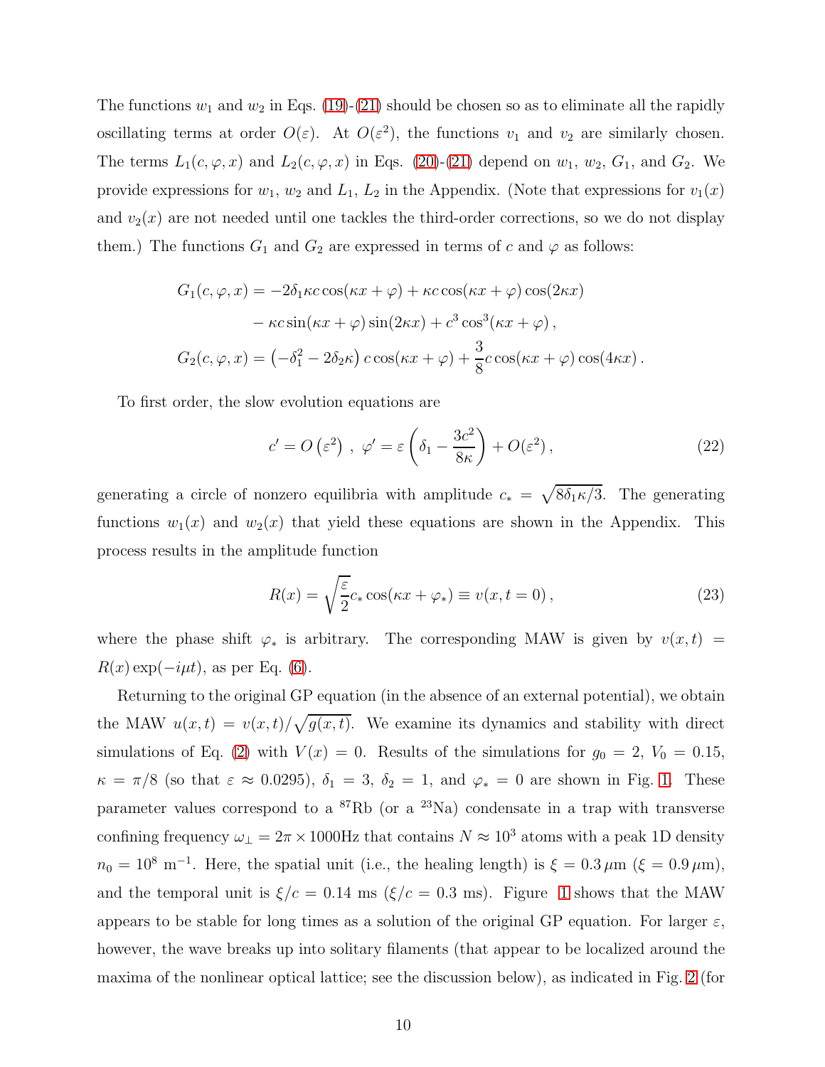The functions $w_1$ and $w_2$ in Eqs. (19)-(21) should be chosen so as to eliminate all the rapidly oscillating terms at order $O(\varepsilon)$. At $O(\varepsilon^2)$, the functions $v_1$ and $v_2$ are similarly chosen. The terms $L_1(c, \varphi, x)$ and $L_2(c, \varphi, x)$ in Eqs. (20)-(21) depend on $w_1$, $w_2$, $G_1$, and $G_2$. We provide expressions for $w_1$, $w_2$ and $L_1$, $L_2$ in the Appendix. (Note that expressions for $v_1(x)$ and $v_2(x)$ are not needed until one tackles the third-order corrections, so we do not display them.) The functions $G_1$ and $G_2$ are expressed in terms of $c$ and $\varphi$ as follows:

$$
\begin{aligned}
G_1(c, \varphi, x) &= -2\delta_1 \kappa c \cos(\kappa x + \varphi) + \kappa c \cos(\kappa x + \varphi) \cos(2\kappa x) \\
&\quad - \kappa c \sin(\kappa x + \varphi) \sin(2\kappa x) + c^3 \cos^3(\kappa x + \varphi) \,, \\
G_2(c, \varphi, x) &= \left(-\delta_1^2 - 2\delta_2 \kappa\right) c \cos(\kappa x + \varphi) + \frac{3}{8} c \cos(\kappa x + \varphi) \cos(4\kappa x) \,.
\end{aligned}
$$

To first order, the slow evolution equations are

$$
c' = O\left(\varepsilon^2\right) \,,\ \varphi' = \varepsilon \left(\delta_1 - \frac{3c^2}{8\kappa}\right) + O(\varepsilon^2) \,, \tag{22}
$$

generating a circle of nonzero equilibria with amplitude $c_* = \sqrt{8\delta_1 \kappa / 3}$. The generating functions $w_1(x)$ and $w_2(x)$ that yield these equations are shown in the Appendix. This process results in the amplitude function

$$
R(x) = \sqrt{\frac{\varepsilon}{2}} c_* \cos(\kappa x + \varphi_*) \equiv v(x, t = 0) \,, \tag{23}
$$

where the phase shift $\varphi_*$ is arbitrary. The corresponding MAW is given by $v(x,t) = R(x)\exp(-i\mu t)$, as per Eq. (6).

Returning to the original GP equation (in the absence of an external potential), we obtain the MAW $u(x,t) = v(x,t)/\sqrt{g(x,t)}$. We examine its dynamics and stability with direct simulations of Eq. (2) with $V(x) = 0$. Results of the simulations for $g_0 = 2$, $V_0 = 0.15$, $\kappa = \pi/8$ (so that $\varepsilon \approx 0.0295$), $\delta_1 = 3$, $\delta_2 = 1$, and $\varphi_* = 0$ are shown in Fig. 1. These parameter values correspond to a $^{87}$Rb (or a $^{23}$Na) condensate in a trap with transverse confining frequency $\omega_\perp = 2\pi \times 1000$Hz that contains $N \approx 10^3$ atoms with a peak 1D density $n_0 = 10^8$ m$^{-1}$. Here, the spatial unit (i.e., the healing length) is $\xi = 0.3\,\mu$m ($\xi = 0.9\,\mu$m), and the temporal unit is $\xi/c = 0.14$ ms ($\xi/c = 0.3$ ms). Figure 1 shows that the MAW appears to be stable for long times as a solution of the original GP equation. For larger $\varepsilon$, however, the wave breaks up into solitary filaments (that appear to be localized around the maxima of the nonlinear optical lattice; see the discussion below), as indicated in Fig. 2 (for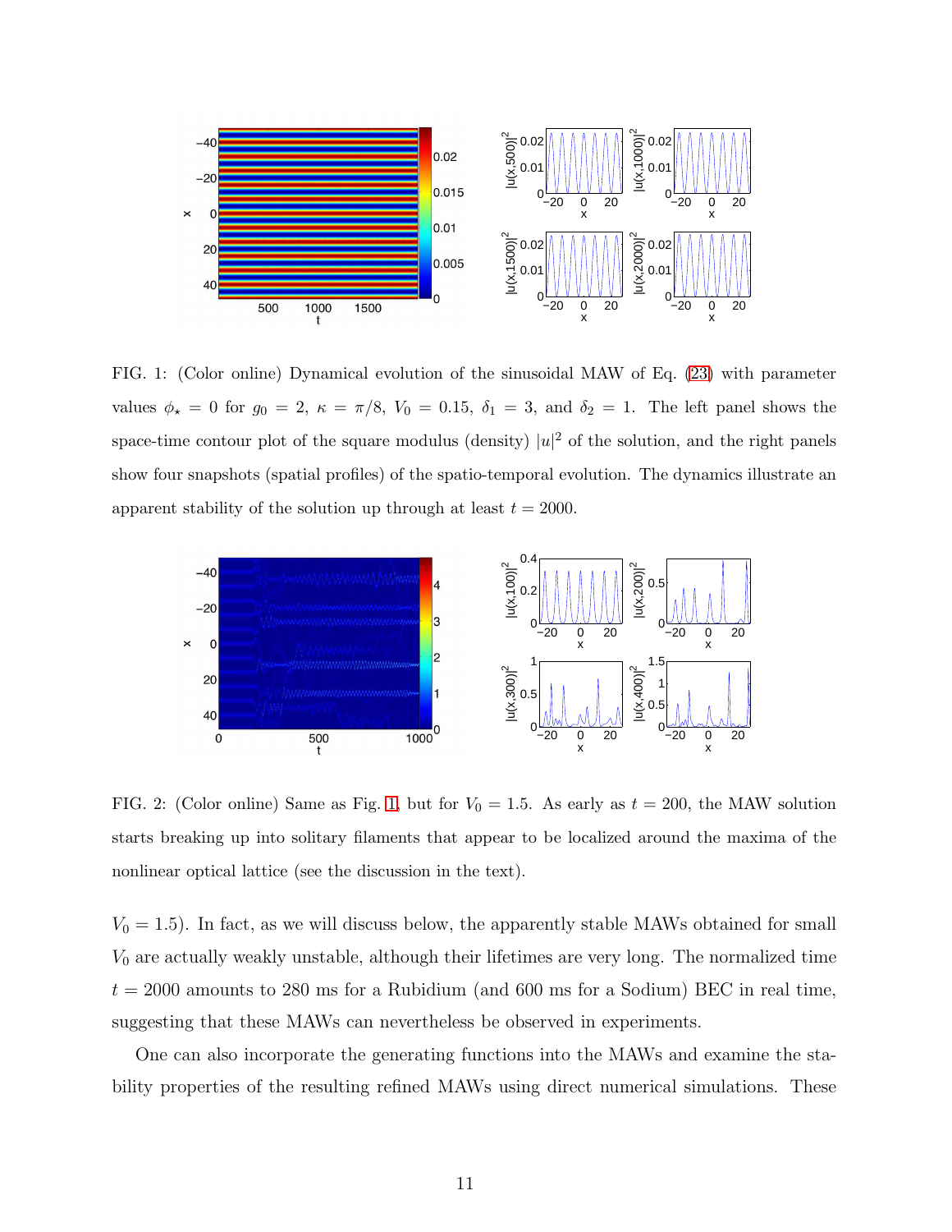FIG. 1: (Color online) Dynamical evolution of the sinusoidal MAW of Eq. (23) with parameter values $\phi_\star = 0$ for $g_0 = 2$, $\kappa = \pi/8$, $V_0 = 0.15$, $\delta_1 = 3$, and $\delta_2 = 1$. The left panel shows the space-time contour plot of the square modulus (density) $|u|^2$ of the solution, and the right panels show four snapshots (spatial profiles) of the spatio-temporal evolution. The dynamics illustrate an apparent stability of the solution up through at least $t = 2000$.

FIG. 2: (Color online) Same as Fig. 1, but for $V_0 = 1.5$. As early as $t = 200$, the MAW solution starts breaking up into solitary filaments that appear to be localized around the maxima of the nonlinear optical lattice (see the discussion in the text).

$V_0 = 1.5$). In fact, as we will discuss below, the apparently stable MAWs obtained for small $V_0$ are actually weakly unstable, although their lifetimes are very long. The normalized time $t = 2000$ amounts to 280 ms for a Rubidium (and 600 ms for a Sodium) BEC in real time, suggesting that these MAWs can nevertheless be observed in experiments.

One can also incorporate the generating functions into the MAWs and examine the stability properties of the resulting refined MAWs using direct numerical simulations. These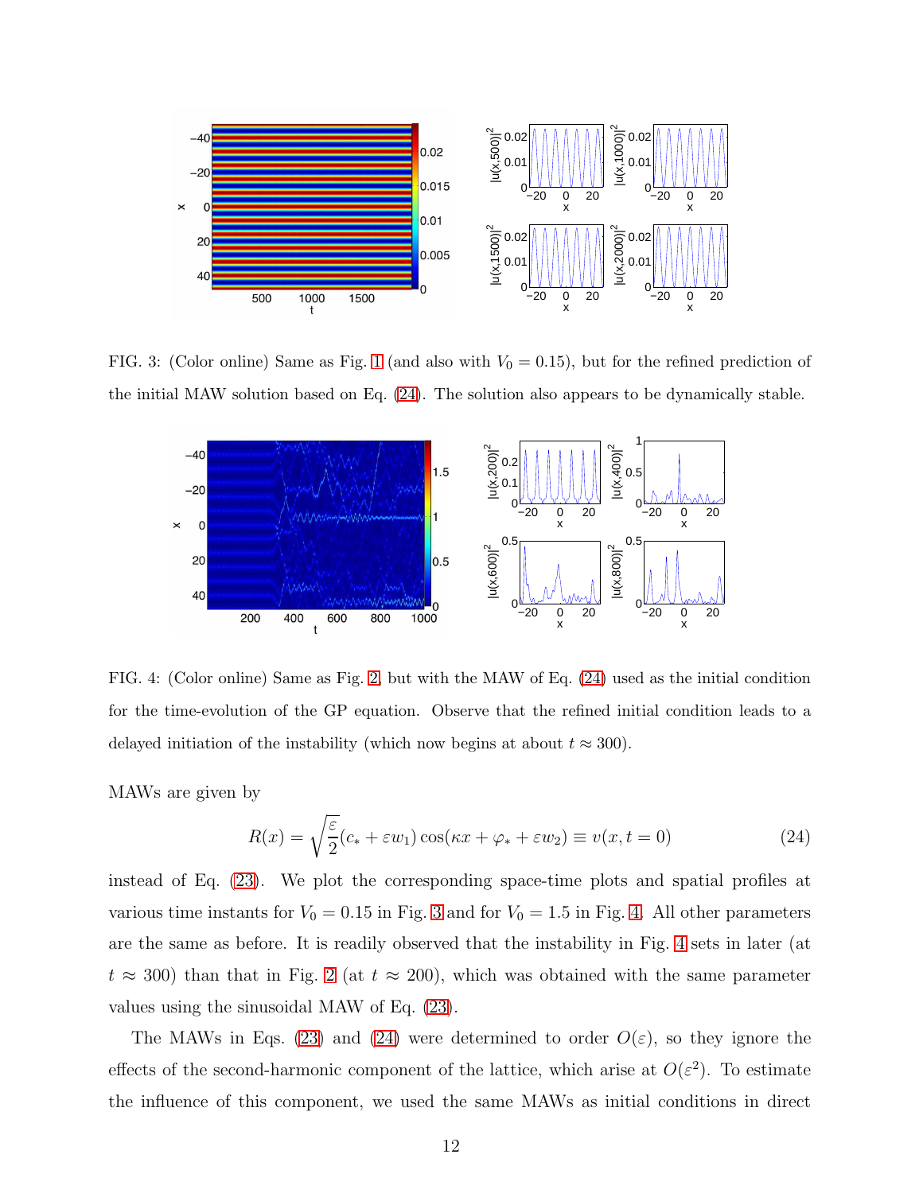FIG. 3: (Color online) Same as Fig. 1 (and also with $V_0 = 0.15$), but for the refined prediction of the initial MAW solution based on Eq. (24). The solution also appears to be dynamically stable.

FIG. 4: (Color online) Same as Fig. 2, but with the MAW of Eq. (24) used as the initial condition for the time-evolution of the GP equation. Observe that the refined initial condition leads to a delayed initiation of the instability (which now begins at about $t \approx 300$).

MAWs are given by

$$R(x) = \sqrt{\frac{\varepsilon}{2}}(c_* + \varepsilon w_1)\cos(\kappa x + \varphi_* + \varepsilon w_2) \equiv v(x, t = 0) \tag{24}$$

instead of Eq. (23). We plot the corresponding space-time plots and spatial profiles at various time instants for $V_0 = 0.15$ in Fig. 3 and for $V_0 = 1.5$ in Fig. 4. All other parameters are the same as before. It is readily observed that the instability in Fig. 4 sets in later (at $t \approx 300$) than that in Fig. 2 (at $t \approx 200$), which was obtained with the same parameter values using the sinusoidal MAW of Eq. (23).

The MAWs in Eqs. (23) and (24) were determined to order $O(\varepsilon)$, so they ignore the effects of the second-harmonic component of the lattice, which arise at $O(\varepsilon^2)$. To estimate the influence of this component, we used the same MAWs as initial conditions in direct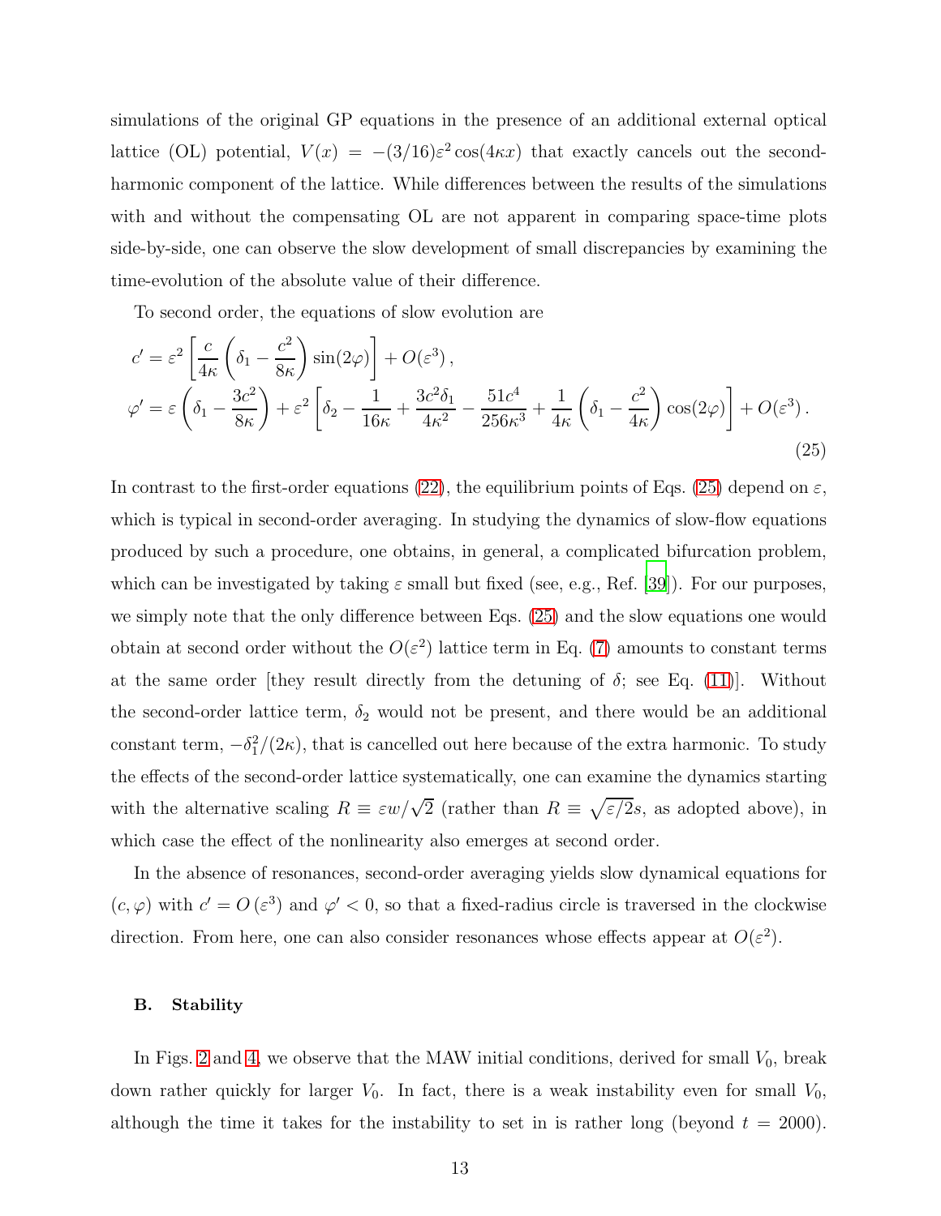simulations of the original GP equations in the presence of an additional external optical lattice (OL) potential, $V(x) = -(3/16)\varepsilon^2 \cos(4\kappa x)$ that exactly cancels out the second-harmonic component of the lattice. While differences between the results of the simulations with and without the compensating OL are not apparent in comparing space-time plots side-by-side, one can observe the slow development of small discrepancies by examining the time-evolution of the absolute value of their difference.

To second order, the equations of slow evolution are

$$
\begin{aligned}
c' &= \varepsilon^2 \left[ \frac{c}{4\kappa} \left( \delta_1 - \frac{c^2}{8\kappa} \right) \sin(2\varphi) \right] + O(\varepsilon^3) \,, \\
\varphi' &= \varepsilon \left( \delta_1 - \frac{3c^2}{8\kappa} \right) + \varepsilon^2 \left[ \delta_2 - \frac{1}{16\kappa} + \frac{3c^2\delta_1}{4\kappa^2} - \frac{51c^4}{256\kappa^3} + \frac{1}{4\kappa} \left( \delta_1 - \frac{c^2}{4\kappa} \right) \cos(2\varphi) \right] + O(\varepsilon^3) \,.
\end{aligned}
\tag{25}
$$

In contrast to the first-order equations (22), the equilibrium points of Eqs. (25) depend on $\varepsilon$, which is typical in second-order averaging. In studying the dynamics of slow-flow equations produced by such a procedure, one obtains, in general, a complicated bifurcation problem, which can be investigated by taking $\varepsilon$ small but fixed (see, e.g., Ref. [39]). For our purposes, we simply note that the only difference between Eqs. (25) and the slow equations one would obtain at second order without the $O(\varepsilon^2)$ lattice term in Eq. (7) amounts to constant terms at the same order [they result directly from the detuning of $\delta$; see Eq. (11)]. Without the second-order lattice term, $\delta_2$ would not be present, and there would be an additional constant term, $-\delta_1^2/(2\kappa)$, that is cancelled out here because of the extra harmonic. To study the effects of the second-order lattice systematically, one can examine the dynamics starting with the alternative scaling $R \equiv \varepsilon w/\sqrt{2}$ (rather than $R \equiv \sqrt{\varepsilon/2}s$, as adopted above), in which case the effect of the nonlinearity also emerges at second order.

In the absence of resonances, second-order averaging yields slow dynamical equations for $(c, \varphi)$ with $c' = O(\varepsilon^3)$ and $\varphi' < 0$, so that a fixed-radius circle is traversed in the clockwise direction. From here, one can also consider resonances whose effects appear at $O(\varepsilon^2)$.

### B. Stability

In Figs. 2 and 4, we observe that the MAW initial conditions, derived for small $V_0$, break down rather quickly for larger $V_0$. In fact, there is a weak instability even for small $V_0$, although the time it takes for the instability to set in is rather long (beyond $t = 2000$).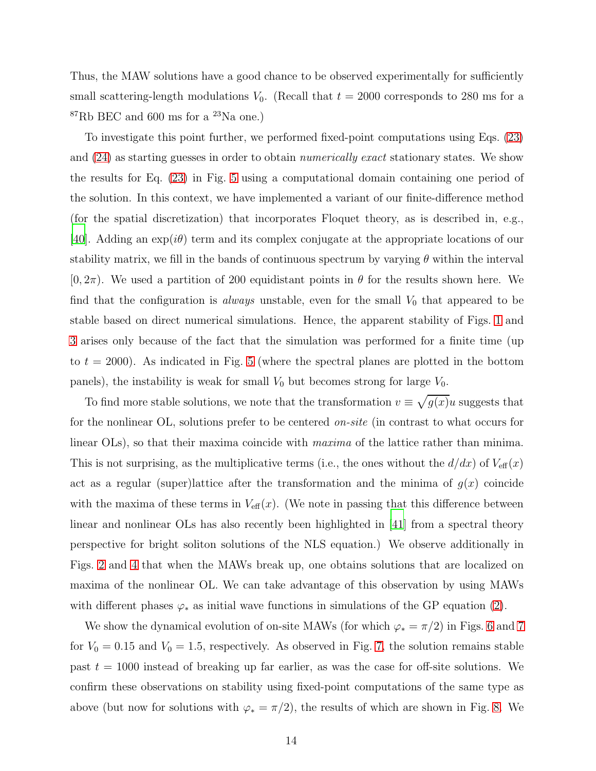Thus, the MAW solutions have a good chance to be observed experimentally for sufficiently small scattering-length modulations $V_0$. (Recall that $t = 2000$ corresponds to 280 ms for a $^{87}$Rb BEC and 600 ms for a $^{23}$Na one.)

To investigate this point further, we performed fixed-point computations using Eqs. (23) and (24) as starting guesses in order to obtain *numerically exact* stationary states. We show the results for Eq. (23) in Fig. 5 using a computational domain containing one period of the solution. In this context, we have implemented a variant of our finite-difference method (for the spatial discretization) that incorporates Floquet theory, as is described in, e.g., [40]. Adding an $\exp(i\theta)$ term and its complex conjugate at the appropriate locations of our stability matrix, we fill in the bands of continuous spectrum by varying $\theta$ within the interval $[0, 2\pi)$. We used a partition of 200 equidistant points in $\theta$ for the results shown here. We find that the configuration is *always* unstable, even for the small $V_0$ that appeared to be stable based on direct numerical simulations. Hence, the apparent stability of Figs. 1 and 3 arises only because of the fact that the simulation was performed for a finite time (up to $t = 2000$). As indicated in Fig. 5 (where the spectral planes are plotted in the bottom panels), the instability is weak for small $V_0$ but becomes strong for large $V_0$.

To find more stable solutions, we note that the transformation $v \equiv \sqrt{g(x)}u$ suggests that for the nonlinear OL, solutions prefer to be centered *on-site* (in contrast to what occurs for linear OLs), so that their maxima coincide with *maxima* of the lattice rather than minima. This is not surprising, as the multiplicative terms (i.e., the ones without the $d/dx$) of $V_{\text{eff}}(x)$ act as a regular (super)lattice after the transformation and the minima of $g(x)$ coincide with the maxima of these terms in $V_{\text{eff}}(x)$. (We note in passing that this difference between linear and nonlinear OLs has also recently been highlighted in [41] from a spectral theory perspective for bright soliton solutions of the NLS equation.) We observe additionally in Figs. 2 and 4 that when the MAWs break up, one obtains solutions that are localized on maxima of the nonlinear OL. We can take advantage of this observation by using MAWs with different phases $\varphi_*$ as initial wave functions in simulations of the GP equation (2).

We show the dynamical evolution of on-site MAWs (for which $\varphi_* = \pi/2$) in Figs. 6 and 7 for $V_0 = 0.15$ and $V_0 = 1.5$, respectively. As observed in Fig. 7, the solution remains stable past $t = 1000$ instead of breaking up far earlier, as was the case for off-site solutions. We confirm these observations on stability using fixed-point computations of the same type as above (but now for solutions with $\varphi_* = \pi/2$), the results of which are shown in Fig. 8. We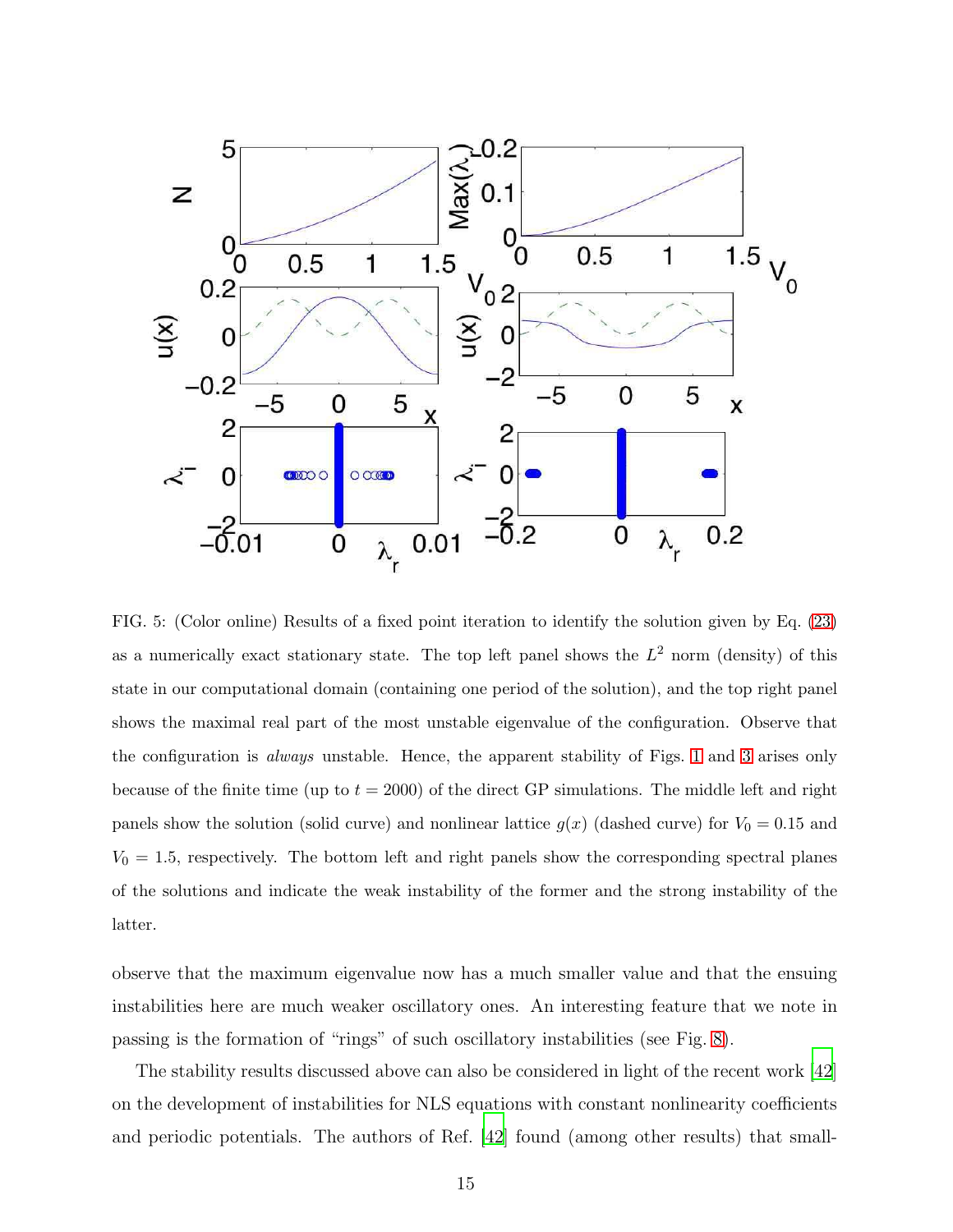FIG. 5: (Color online) Results of a fixed point iteration to identify the solution given by Eq. (23) as a numerically exact stationary state. The top left panel shows the $L^2$ norm (density) of this state in our computational domain (containing one period of the solution), and the top right panel shows the maximal real part of the most unstable eigenvalue of the configuration. Observe that the configuration is *always* unstable. Hence, the apparent stability of Figs. 1 and 3 arises only because of the finite time (up to $t = 2000$) of the direct GP simulations. The middle left and right panels show the solution (solid curve) and nonlinear lattice $g(x)$ (dashed curve) for $V_0 = 0.15$ and $V_0 = 1.5$, respectively. The bottom left and right panels show the corresponding spectral planes of the solutions and indicate the weak instability of the former and the strong instability of the latter.

observe that the maximum eigenvalue now has a much smaller value and that the ensuing instabilities here are much weaker oscillatory ones. An interesting feature that we note in passing is the formation of "rings" of such oscillatory instabilities (see Fig. 8).

The stability results discussed above can also be considered in light of the recent work [42] on the development of instabilities for NLS equations with constant nonlinearity coefficients and periodic potentials. The authors of Ref. [42] found (among other results) that small-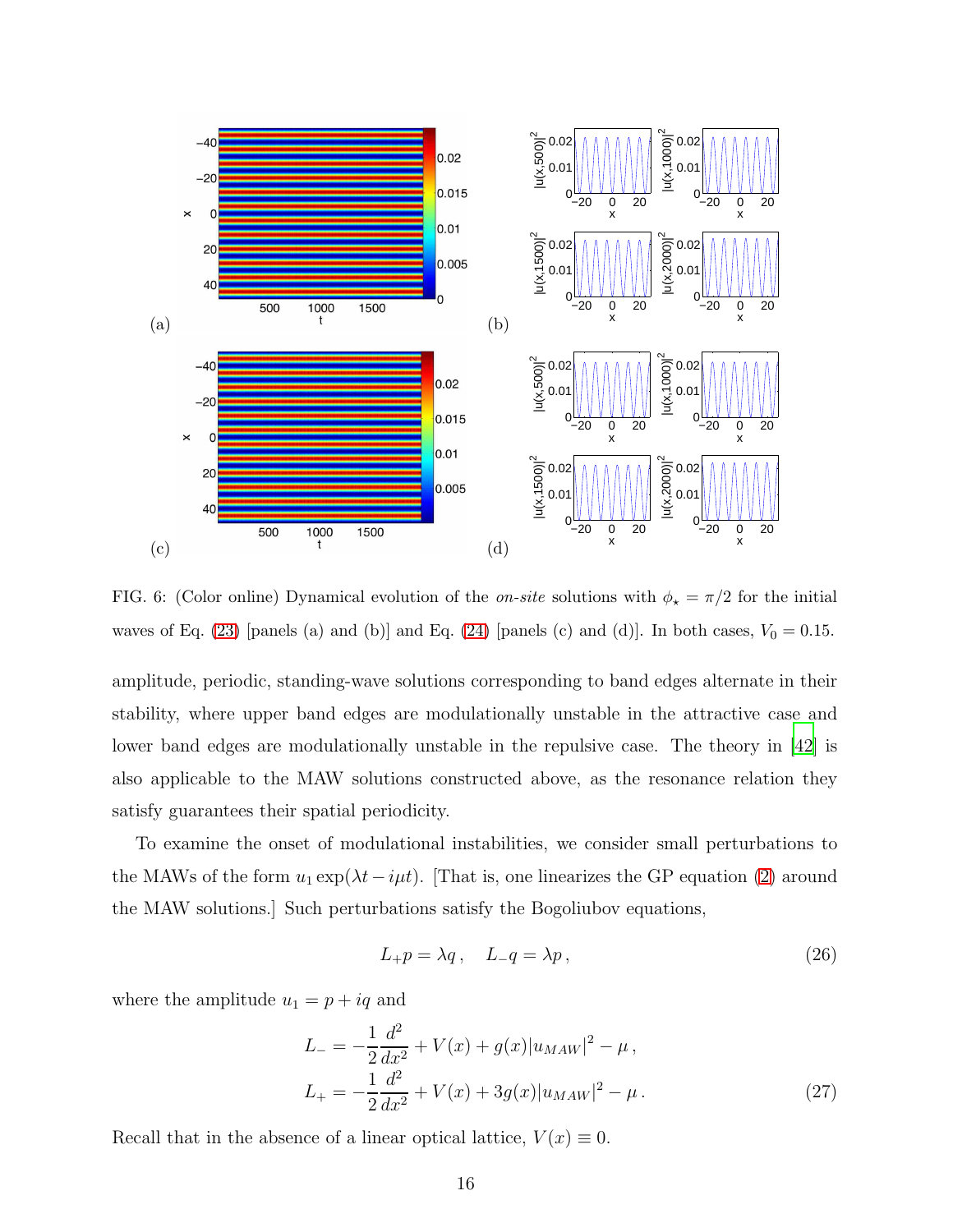FIG. 6: (Color online) Dynamical evolution of the *on-site* solutions with $\phi_\star = \pi/2$ for the initial waves of Eq. (23) [panels (a) and (b)] and Eq. (24) [panels (c) and (d)]. In both cases, $V_0 = 0.15$.

amplitude, periodic, standing-wave solutions corresponding to band edges alternate in their stability, where upper band edges are modulationally unstable in the attractive case and lower band edges are modulationally unstable in the repulsive case. The theory in [42] is also applicable to the MAW solutions constructed above, as the resonance relation they satisfy guarantees their spatial periodicity.

To examine the onset of modulational instabilities, we consider small perturbations to the MAWs of the form $u_1 \exp(\lambda t - i\mu t)$. [That is, one linearizes the GP equation (2) around the MAW solutions.] Such perturbations satisfy the Bogoliubov equations,

$$L_+ p = \lambda q \,, \quad L_- q = \lambda p \,, \tag{26}$$

where the amplitude $u_1 = p + iq$ and

$$\begin{aligned} L_- &= -\frac{1}{2}\frac{d^2}{dx^2} + V(x) + g(x)|u_{MAW}|^2 - \mu \,, \\ L_+ &= -\frac{1}{2}\frac{d^2}{dx^2} + V(x) + 3g(x)|u_{MAW}|^2 - \mu \,. \end{aligned} \tag{27}$$

Recall that in the absence of a linear optical lattice, $V(x) \equiv 0$.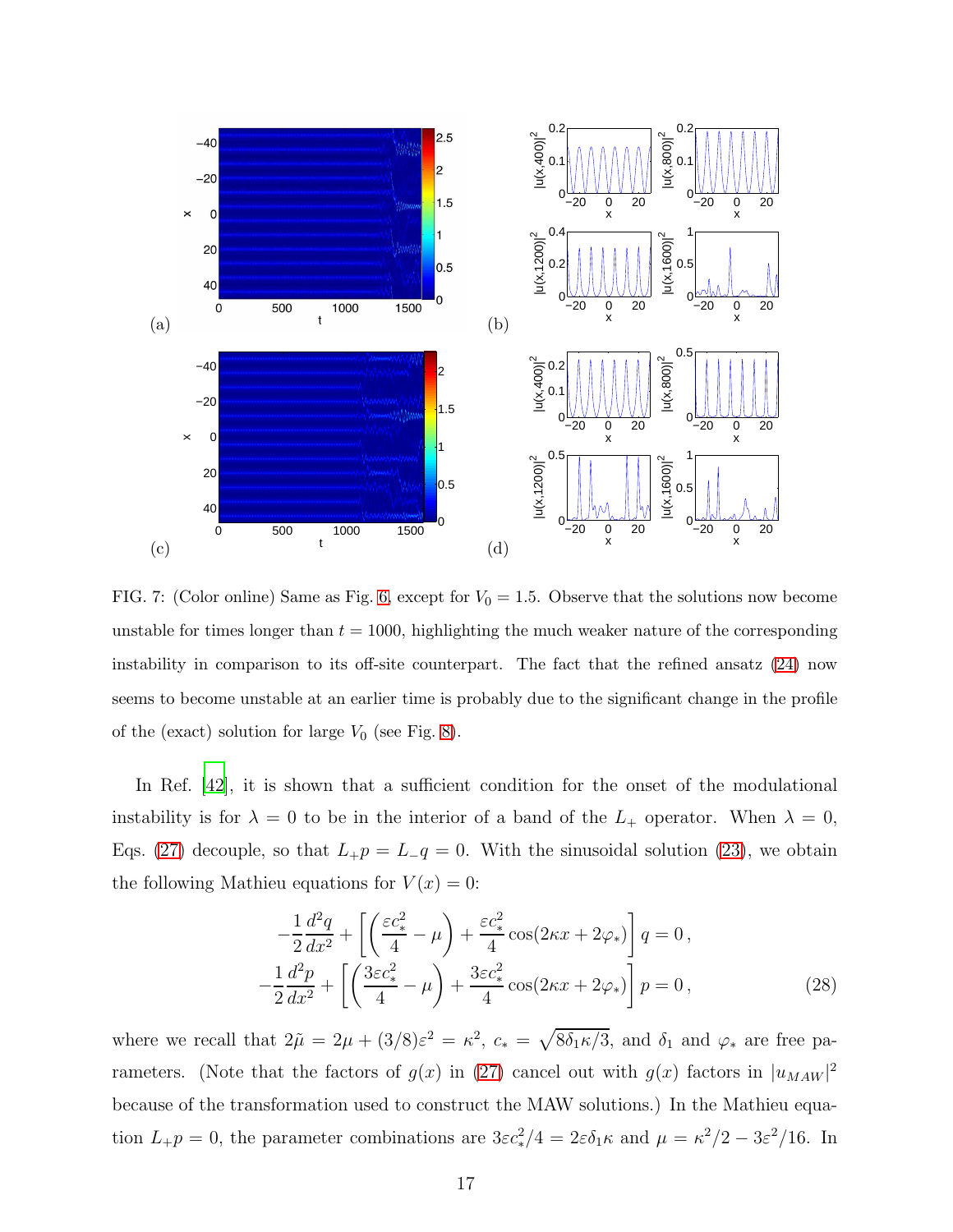FIG. 7: (Color online) Same as Fig. 6, except for $V_0 = 1.5$. Observe that the solutions now become unstable for times longer than $t = 1000$, highlighting the much weaker nature of the corresponding instability in comparison to its off-site counterpart. The fact that the refined ansatz (24) now seems to become unstable at an earlier time is probably due to the significant change in the profile of the (exact) solution for large $V_0$ (see Fig. 8).

In Ref. [42], it is shown that a sufficient condition for the onset of the modulational instability is for $\lambda = 0$ to be in the interior of a band of the $L_+$ operator. When $\lambda = 0$, Eqs. (27) decouple, so that $L_+p = L_-q = 0$. With the sinusoidal solution (23), we obtain the following Mathieu equations for $V(x) = 0$:

$$
\begin{aligned}
-\frac{1}{2}\frac{d^2q}{dx^2} + \left[\left(\frac{\varepsilon c_*^2}{4} - \mu\right) + \frac{\varepsilon c_*^2}{4}\cos(2\kappa x + 2\varphi_*)\right] q = 0\,, \\
-\frac{1}{2}\frac{d^2p}{dx^2} + \left[\left(\frac{3\varepsilon c_*^2}{4} - \mu\right) + \frac{3\varepsilon c_*^2}{4}\cos(2\kappa x + 2\varphi_*)\right] p = 0\,,
\end{aligned}
\tag{28}
$$

where we recall that $2\tilde{\mu} = 2\mu + (3/8)\varepsilon^2 = \kappa^2$, $c_* = \sqrt{8\delta_1\kappa/3}$, and $\delta_1$ and $\varphi_*$ are free parameters. (Note that the factors of $g(x)$ in (27) cancel out with $g(x)$ factors in $|u_{MAW}|^2$ because of the transformation used to construct the MAW solutions.) In the Mathieu equation $L_+p = 0$, the parameter combinations are $3\varepsilon c_*^2/4 = 2\varepsilon\delta_1\kappa$ and $\mu = \kappa^2/2 - 3\varepsilon^2/16$. In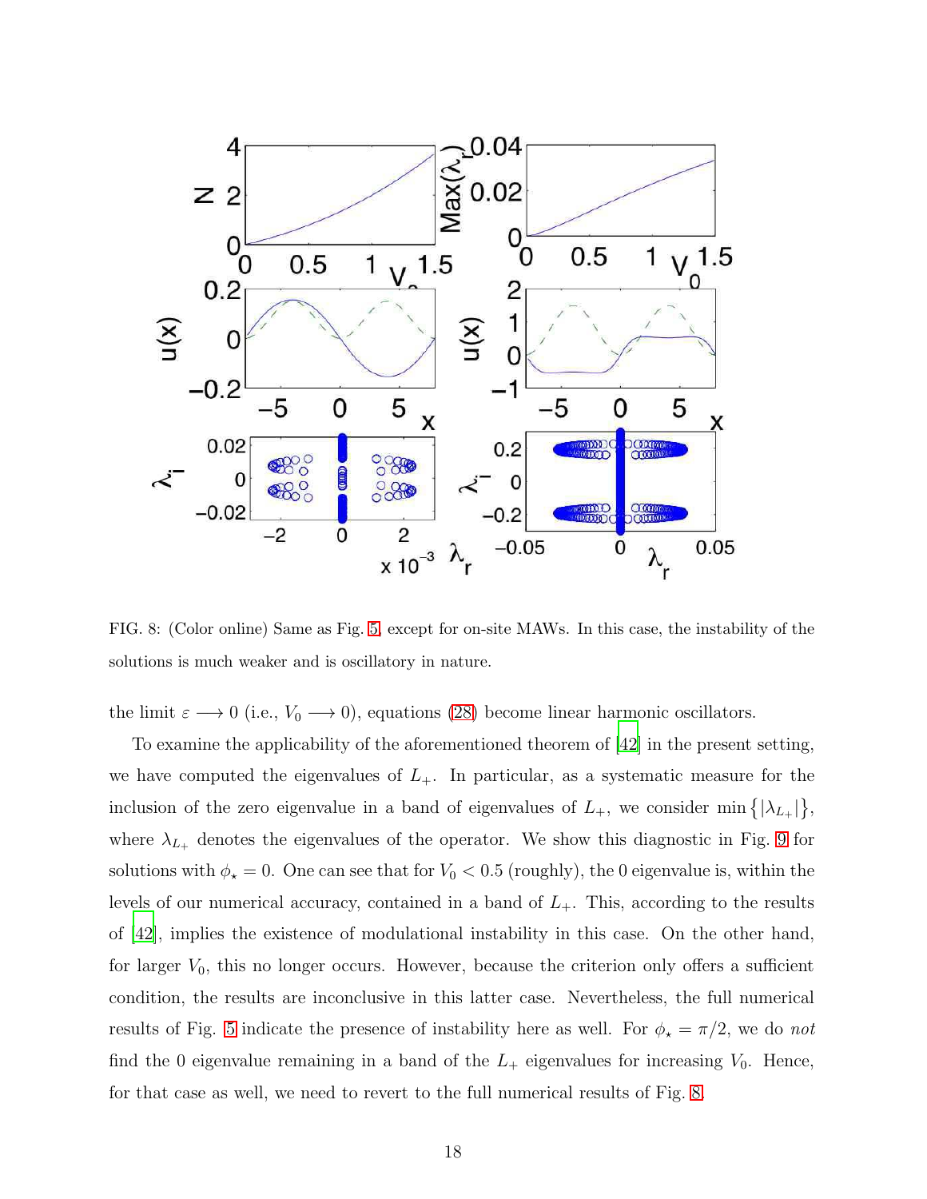FIG. 8: (Color online) Same as Fig. 5, except for on-site MAWs. In this case, the instability of the solutions is much weaker and is oscillatory in nature.

the limit $\varepsilon \longrightarrow 0$ (i.e., $V_0 \longrightarrow 0$), equations (28) become linear harmonic oscillators.

To examine the applicability of the aforementioned theorem of [42] in the present setting, we have computed the eigenvalues of $L_+$. In particular, as a systematic measure for the inclusion of the zero eigenvalue in a band of eigenvalues of $L_+$, we consider $\min\{|\lambda_{L_+}|\}$, where $\lambda_{L_+}$ denotes the eigenvalues of the operator. We show this diagnostic in Fig. 9 for solutions with $\phi_\star = 0$. One can see that for $V_0 < 0.5$ (roughly), the 0 eigenvalue is, within the levels of our numerical accuracy, contained in a band of $L_+$. This, according to the results of [42], implies the existence of modulational instability in this case. On the other hand, for larger $V_0$, this no longer occurs. However, because the criterion only offers a sufficient condition, the results are inconclusive in this latter case. Nevertheless, the full numerical results of Fig. 5 indicate the presence of instability here as well. For $\phi_\star = \pi/2$, we do *not* find the 0 eigenvalue remaining in a band of the $L_+$ eigenvalues for increasing $V_0$. Hence, for that case as well, we need to revert to the full numerical results of Fig. 8.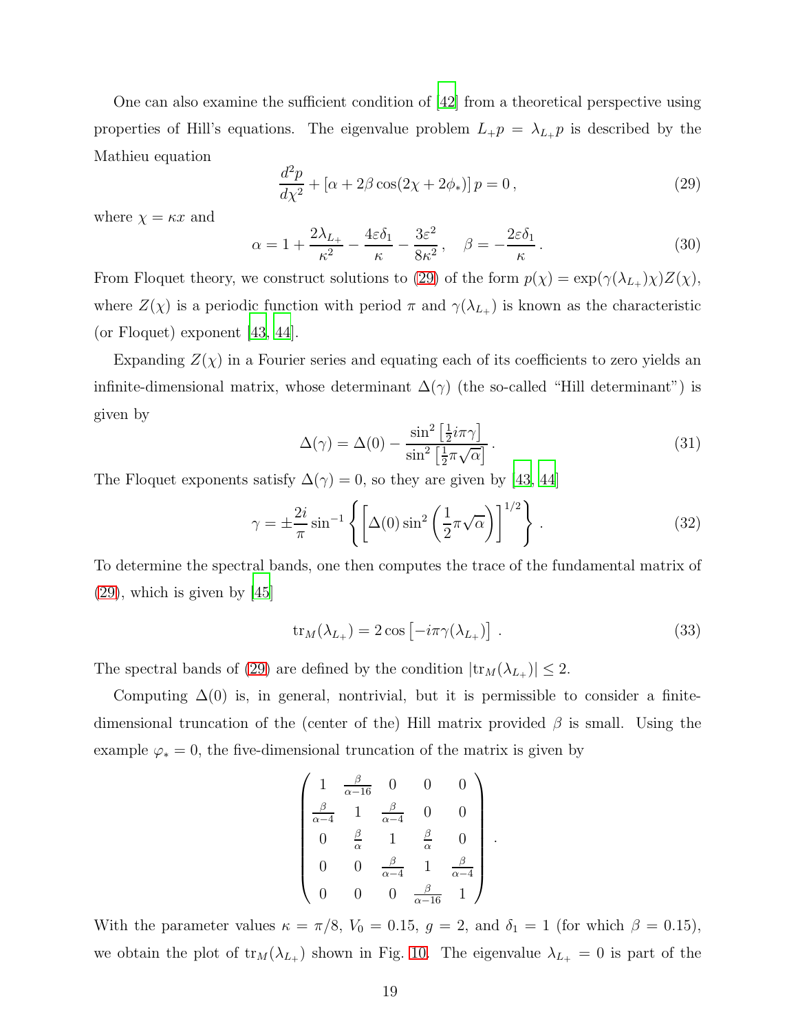One can also examine the sufficient condition of [42] from a theoretical perspective using properties of Hill's equations. The eigenvalue problem $L_+ p = \lambda_{L_+} p$ is described by the Mathieu equation

$$
\frac{d^2 p}{d\chi^2} + \left[\alpha + 2\beta \cos(2\chi + 2\phi_*)\right] p = 0\,, \tag{29}
$$

where $\chi = \kappa x$ and

$$
\alpha = 1 + \frac{2\lambda_{L_+}}{\kappa^2} - \frac{4\varepsilon\delta_1}{\kappa} - \frac{3\varepsilon^2}{8\kappa^2}\,, \quad \beta = -\frac{2\varepsilon\delta_1}{\kappa}\,. \tag{30}
$$

From Floquet theory, we construct solutions to (29) of the form $p(\chi) = \exp(\gamma(\lambda_{L_+})\chi)Z(\chi)$, where $Z(\chi)$ is a periodic function with period $\pi$ and $\gamma(\lambda_{L_+})$ is known as the characteristic (or Floquet) exponent [43, 44].

Expanding $Z(\chi)$ in a Fourier series and equating each of its coefficients to zero yields an infinite-dimensional matrix, whose determinant $\Delta(\gamma)$ (the so-called "Hill determinant") is given by

$$
\Delta(\gamma) = \Delta(0) - \frac{\sin^2\left[\frac{1}{2} i\pi\gamma\right]}{\sin^2\left[\frac{1}{2}\pi\sqrt{\alpha}\right]}\,. \tag{31}
$$

The Floquet exponents satisfy $\Delta(\gamma) = 0$, so they are given by [43, 44]

$$
\gamma = \pm\frac{2i}{\pi}\sin^{-1}\left\{\left[\Delta(0)\sin^2\left(\frac{1}{2}\pi\sqrt{\alpha}\right)\right]^{1/2}\right\}\,. \tag{32}
$$

To determine the spectral bands, one then computes the trace of the fundamental matrix of (29), which is given by [45]

$$
\mathrm{tr}_M(\lambda_{L_+}) = 2\cos\left[-i\pi\gamma(\lambda_{L_+})\right]\,. \tag{33}
$$

The spectral bands of (29) are defined by the condition $|\mathrm{tr}_M(\lambda_{L_+})| \leq 2$.

Computing $\Delta(0)$ is, in general, nontrivial, but it is permissible to consider a finite-dimensional truncation of the (center of the) Hill matrix provided $\beta$ is small. Using the example $\varphi_* = 0$, the five-dimensional truncation of the matrix is given by

$$
\begin{pmatrix}
1 & \frac{\beta}{\alpha-16} & 0 & 0 & 0 \\
\frac{\beta}{\alpha-4} & 1 & \frac{\beta}{\alpha-4} & 0 & 0 \\
0 & \frac{\beta}{\alpha} & 1 & \frac{\beta}{\alpha} & 0 \\
0 & 0 & \frac{\beta}{\alpha-4} & 1 & \frac{\beta}{\alpha-4} \\
0 & 0 & 0 & \frac{\beta}{\alpha-16} & 1
\end{pmatrix}.
$$

With the parameter values $\kappa = \pi/8$, $V_0 = 0.15$, $g = 2$, and $\delta_1 = 1$ (for which $\beta = 0.15$), we obtain the plot of $\mathrm{tr}_M(\lambda_{L_+})$ shown in Fig. 10. The eigenvalue $\lambda_{L_+} = 0$ is part of the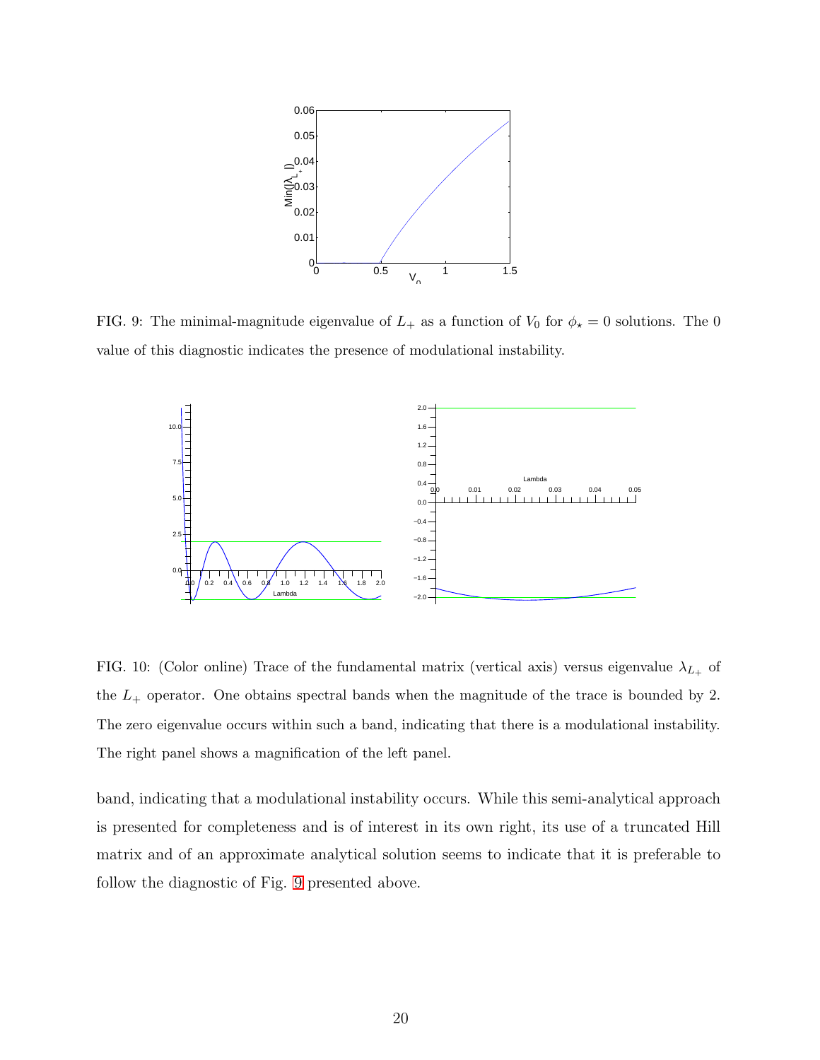FIG. 9: The minimal-magnitude eigenvalue of $L_+$ as a function of $V_0$ for $\phi_\star = 0$ solutions. The 0 value of this diagnostic indicates the presence of modulational instability.

FIG. 10: (Color online) Trace of the fundamental matrix (vertical axis) versus eigenvalue $\lambda_{L_+}$ of the $L_+$ operator. One obtains spectral bands when the magnitude of the trace is bounded by 2. The zero eigenvalue occurs within such a band, indicating that there is a modulational instability. The right panel shows a magnification of the left panel.

band, indicating that a modulational instability occurs. While this semi-analytical approach is presented for completeness and is of interest in its own right, its use of a truncated Hill matrix and of an approximate analytical solution seems to indicate that it is preferable to follow the diagnostic of Fig. 9 presented above.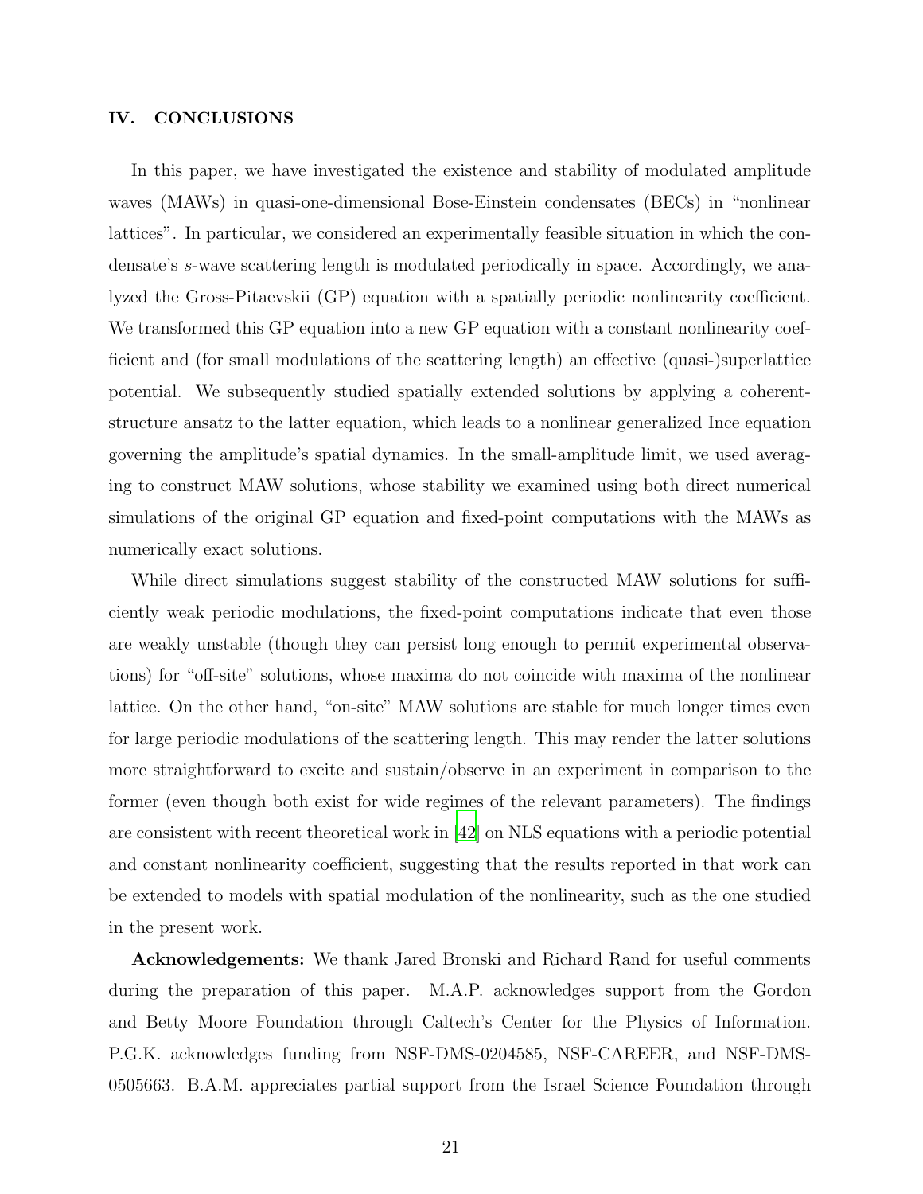## IV. CONCLUSIONS

In this paper, we have investigated the existence and stability of modulated amplitude waves (MAWs) in quasi-one-dimensional Bose-Einstein condensates (BECs) in "nonlinear lattices". In particular, we considered an experimentally feasible situation in which the condensate's $s$-wave scattering length is modulated periodically in space. Accordingly, we analyzed the Gross-Pitaevskii (GP) equation with a spatially periodic nonlinearity coefficient. We transformed this GP equation into a new GP equation with a constant nonlinearity coefficient and (for small modulations of the scattering length) an effective (quasi-)superlattice potential. We subsequently studied spatially extended solutions by applying a coherent-structure ansatz to the latter equation, which leads to a nonlinear generalized Ince equation governing the amplitude's spatial dynamics. In the small-amplitude limit, we used averaging to construct MAW solutions, whose stability we examined using both direct numerical simulations of the original GP equation and fixed-point computations with the MAWs as numerically exact solutions.

While direct simulations suggest stability of the constructed MAW solutions for sufficiently weak periodic modulations, the fixed-point computations indicate that even those are weakly unstable (though they can persist long enough to permit experimental observations) for "off-site" solutions, whose maxima do not coincide with maxima of the nonlinear lattice. On the other hand, "on-site" MAW solutions are stable for much longer times even for large periodic modulations of the scattering length. This may render the latter solutions more straightforward to excite and sustain/observe in an experiment in comparison to the former (even though both exist for wide regimes of the relevant parameters). The findings are consistent with recent theoretical work in [42] on NLS equations with a periodic potential and constant nonlinearity coefficient, suggesting that the results reported in that work can be extended to models with spatial modulation of the nonlinearity, such as the one studied in the present work.

**Acknowledgements:** We thank Jared Bronski and Richard Rand for useful comments during the preparation of this paper. M.A.P. acknowledges support from the Gordon and Betty Moore Foundation through Caltech's Center for the Physics of Information. P.G.K. acknowledges funding from NSF-DMS-0204585, NSF-CAREER, and NSF-DMS-0505663. B.A.M. appreciates partial support from the Israel Science Foundation through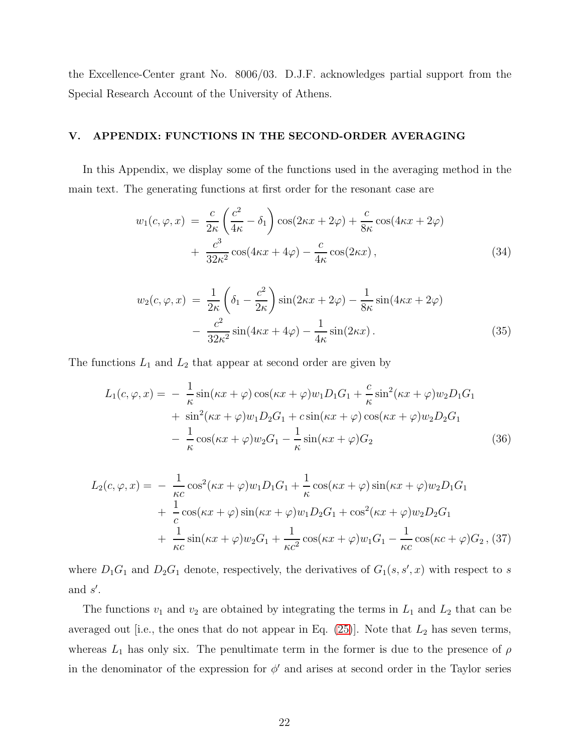the Excellence-Center grant No. 8006/03. D.J.F. acknowledges partial support from the Special Research Account of the University of Athens.

## V. APPENDIX: FUNCTIONS IN THE SECOND-ORDER AVERAGING

In this Appendix, we display some of the functions used in the averaging method in the main text. The generating functions at first order for the resonant case are

$$
\begin{aligned}
w_1(c,\varphi,x) \;=\; & \frac{c}{2\kappa}\left(\frac{c^2}{4\kappa}-\delta_1\right)\cos(2\kappa x+2\varphi)+\frac{c}{8\kappa}\cos(4\kappa x+2\varphi) \\
& +\; \frac{c^3}{32\kappa^2}\cos(4\kappa x+4\varphi)-\frac{c}{4\kappa}\cos(2\kappa x)\,,
\end{aligned}
\tag{34}
$$

$$
\begin{aligned}
w_2(c,\varphi,x) \;=\; & \frac{1}{2\kappa}\left(\delta_1-\frac{c^2}{2\kappa}\right)\sin(2\kappa x+2\varphi)-\frac{1}{8\kappa}\sin(4\kappa x+2\varphi) \\
& -\; \frac{c^2}{32\kappa^2}\sin(4\kappa x+4\varphi)-\frac{1}{4\kappa}\sin(2\kappa x)\,.
\end{aligned}
\tag{35}
$$

The functions $L_1$ and $L_2$ that appear at second order are given by

$$
\begin{aligned}
L_1(c,\varphi,x) = \; & -\; \frac{1}{\kappa}\sin(\kappa x+\varphi)\cos(\kappa x+\varphi)w_1D_1G_1+\frac{c}{\kappa}\sin^2(\kappa x+\varphi)w_2D_1G_1 \\
& +\; \sin^2(\kappa x+\varphi)w_1D_2G_1+c\sin(\kappa x+\varphi)\cos(\kappa x+\varphi)w_2D_2G_1 \\
& -\; \frac{1}{\kappa}\cos(\kappa x+\varphi)w_2G_1-\frac{1}{\kappa}\sin(\kappa x+\varphi)G_2
\end{aligned}
\tag{36}
$$

$$
\begin{aligned}
L_2(c,\varphi,x) = \; & -\; \frac{1}{\kappa c}\cos^2(\kappa x+\varphi)w_1D_1G_1+\frac{1}{\kappa}\cos(\kappa x+\varphi)\sin(\kappa x+\varphi)w_2D_1G_1 \\
& +\; \frac{1}{c}\cos(\kappa x+\varphi)\sin(\kappa x+\varphi)w_1D_2G_1+\cos^2(\kappa x+\varphi)w_2D_2G_1 \\
& +\; \frac{1}{\kappa c}\sin(\kappa x+\varphi)w_2G_1+\frac{1}{\kappa c^2}\cos(\kappa x+\varphi)w_1G_1-\frac{1}{\kappa c}\cos(\kappa c+\varphi)G_2\,,
\end{aligned}
\tag{37}
$$

where $D_1G_1$ and $D_2G_1$ denote, respectively, the derivatives of $G_1(s,s',x)$ with respect to $s$ and $s'$.

The functions $v_1$ and $v_2$ are obtained by integrating the terms in $L_1$ and $L_2$ that can be averaged out [i.e., the ones that do not appear in Eq. (25)]. Note that $L_2$ has seven terms, whereas $L_1$ has only six. The penultimate term in the former is due to the presence of $\rho$ in the denominator of the expression for $\phi'$ and arises at second order in the Taylor series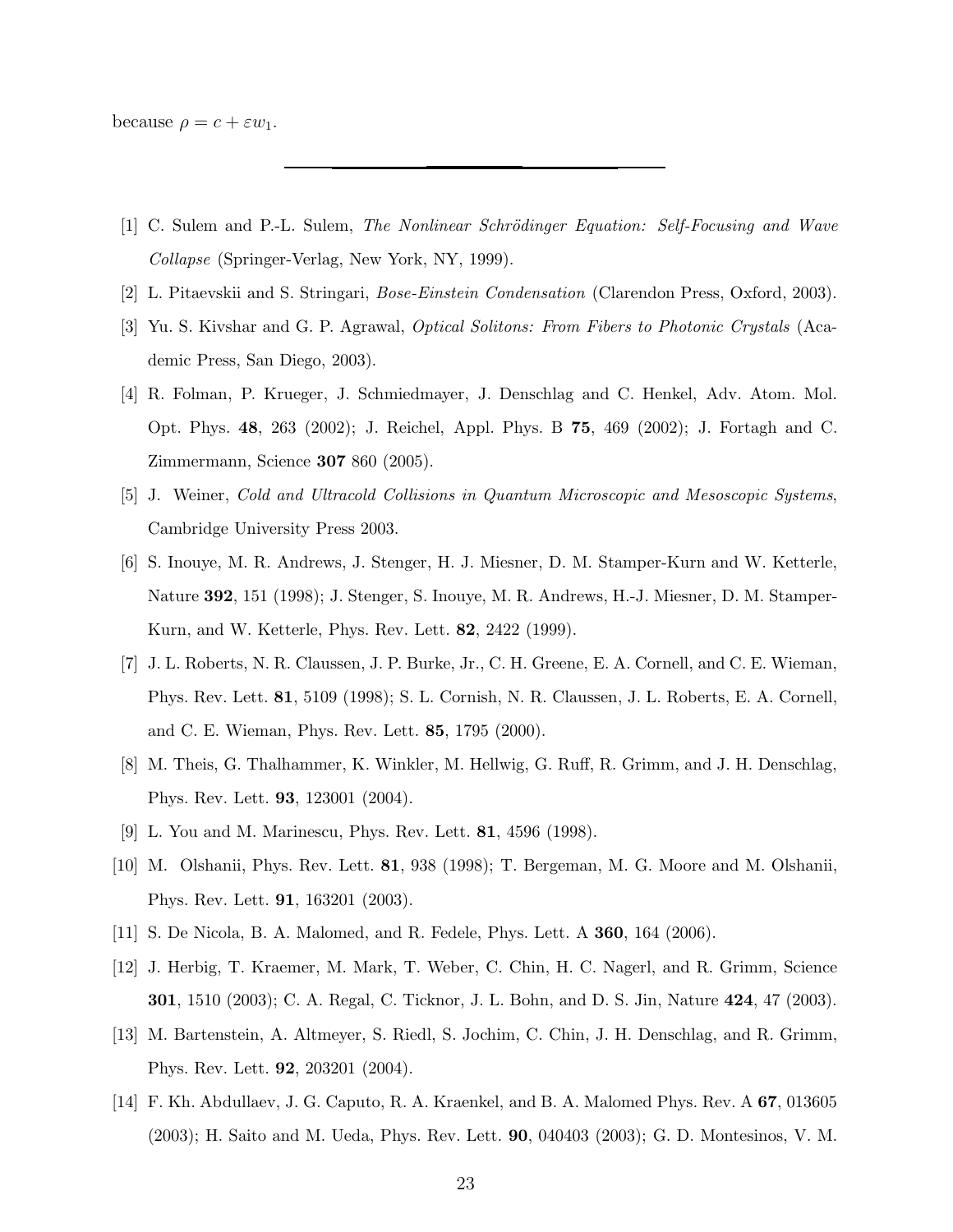because $\rho = c + \varepsilon w_1$.

---

[1] C. Sulem and P.-L. Sulem, *The Nonlinear Schrödinger Equation: Self-Focusing and Wave Collapse* (Springer-Verlag, New York, NY, 1999).

[2] L. Pitaevskii and S. Stringari, *Bose-Einstein Condensation* (Clarendon Press, Oxford, 2003).

[3] Yu. S. Kivshar and G. P. Agrawal, *Optical Solitons: From Fibers to Photonic Crystals* (Academic Press, San Diego, 2003).

[4] R. Folman, P. Krueger, J. Schmiedmayer, J. Denschlag and C. Henkel, Adv. Atom. Mol. Opt. Phys. **48**, 263 (2002); J. Reichel, Appl. Phys. B **75**, 469 (2002); J. Fortagh and C. Zimmermann, Science **307** 860 (2005).

[5] J. Weiner, *Cold and Ultracold Collisions in Quantum Microscopic and Mesoscopic Systems*, Cambridge University Press 2003.

[6] S. Inouye, M. R. Andrews, J. Stenger, H. J. Miesner, D. M. Stamper-Kurn and W. Ketterle, Nature **392**, 151 (1998); J. Stenger, S. Inouye, M. R. Andrews, H.-J. Miesner, D. M. Stamper-Kurn, and W. Ketterle, Phys. Rev. Lett. **82**, 2422 (1999).

[7] J. L. Roberts, N. R. Claussen, J. P. Burke, Jr., C. H. Greene, E. A. Cornell, and C. E. Wieman, Phys. Rev. Lett. **81**, 5109 (1998); S. L. Cornish, N. R. Claussen, J. L. Roberts, E. A. Cornell, and C. E. Wieman, Phys. Rev. Lett. **85**, 1795 (2000).

[8] M. Theis, G. Thalhammer, K. Winkler, M. Hellwig, G. Ruff, R. Grimm, and J. H. Denschlag, Phys. Rev. Lett. **93**, 123001 (2004).

[9] L. You and M. Marinescu, Phys. Rev. Lett. **81**, 4596 (1998).

[10] M. Olshanii, Phys. Rev. Lett. **81**, 938 (1998); T. Bergeman, M. G. Moore and M. Olshanii, Phys. Rev. Lett. **91**, 163201 (2003).

[11] S. De Nicola, B. A. Malomed, and R. Fedele, Phys. Lett. A **360**, 164 (2006).

[12] J. Herbig, T. Kraemer, M. Mark, T. Weber, C. Chin, H. C. Nagerl, and R. Grimm, Science **301**, 1510 (2003); C. A. Regal, C. Ticknor, J. L. Bohn, and D. S. Jin, Nature **424**, 47 (2003).

[13] M. Bartenstein, A. Altmeyer, S. Riedl, S. Jochim, C. Chin, J. H. Denschlag, and R. Grimm, Phys. Rev. Lett. **92**, 203201 (2004).

[14] F. Kh. Abdullaev, J. G. Caputo, R. A. Kraenkel, and B. A. Malomed Phys. Rev. A **67**, 013605 (2003); H. Saito and M. Ueda, Phys. Rev. Lett. **90**, 040403 (2003); G. D. Montesinos, V. M.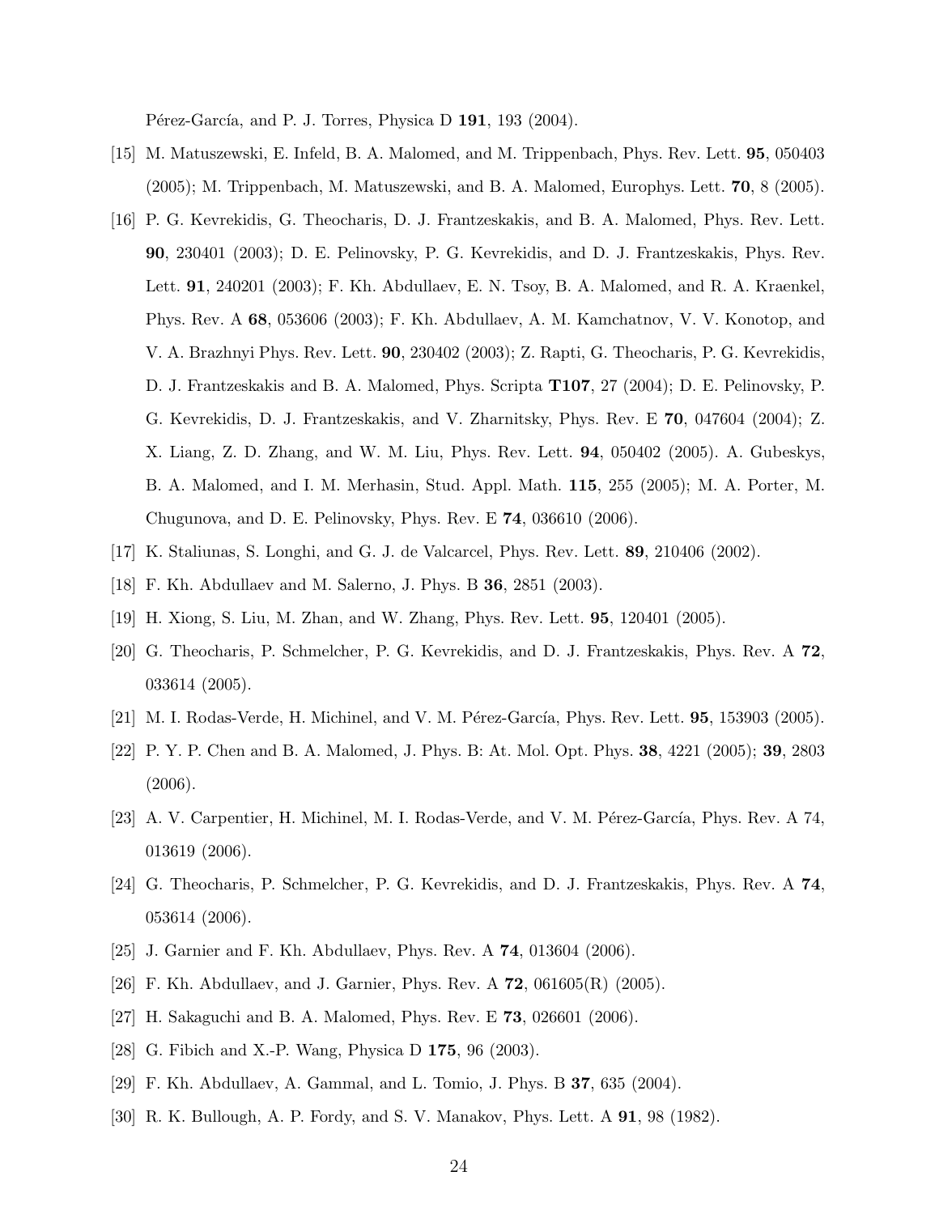Pérez-García, and P. J. Torres, Physica D **191**, 193 (2004).

[15] M. Matuszewski, E. Infeld, B. A. Malomed, and M. Trippenbach, Phys. Rev. Lett. **95**, 050403 (2005); M. Trippenbach, M. Matuszewski, and B. A. Malomed, Europhys. Lett. **70**, 8 (2005).

[16] P. G. Kevrekidis, G. Theocharis, D. J. Frantzeskakis, and B. A. Malomed, Phys. Rev. Lett. **90**, 230401 (2003); D. E. Pelinovsky, P. G. Kevrekidis, and D. J. Frantzeskakis, Phys. Rev. Lett. **91**, 240201 (2003); F. Kh. Abdullaev, E. N. Tsoy, B. A. Malomed, and R. A. Kraenkel, Phys. Rev. A **68**, 053606 (2003); F. Kh. Abdullaev, A. M. Kamchatnov, V. V. Konotop, and V. A. Brazhnyi Phys. Rev. Lett. **90**, 230402 (2003); Z. Rapti, G. Theocharis, P. G. Kevrekidis, D. J. Frantzeskakis and B. A. Malomed, Phys. Scripta **T107**, 27 (2004); D. E. Pelinovsky, P. G. Kevrekidis, D. J. Frantzeskakis, and V. Zharnitsky, Phys. Rev. E **70**, 047604 (2004); Z. X. Liang, Z. D. Zhang, and W. M. Liu, Phys. Rev. Lett. **94**, 050402 (2005). A. Gubeskys, B. A. Malomed, and I. M. Merhasin, Stud. Appl. Math. **115**, 255 (2005); M. A. Porter, M. Chugunova, and D. E. Pelinovsky, Phys. Rev. E **74**, 036610 (2006).

[17] K. Staliunas, S. Longhi, and G. J. de Valcarcel, Phys. Rev. Lett. **89**, 210406 (2002).

[18] F. Kh. Abdullaev and M. Salerno, J. Phys. B **36**, 2851 (2003).

[19] H. Xiong, S. Liu, M. Zhan, and W. Zhang, Phys. Rev. Lett. **95**, 120401 (2005).

[20] G. Theocharis, P. Schmelcher, P. G. Kevrekidis, and D. J. Frantzeskakis, Phys. Rev. A **72**, 033614 (2005).

[21] M. I. Rodas-Verde, H. Michinel, and V. M. Pérez-García, Phys. Rev. Lett. **95**, 153903 (2005).

[22] P. Y. P. Chen and B. A. Malomed, J. Phys. B: At. Mol. Opt. Phys. **38**, 4221 (2005); **39**, 2803 (2006).

[23] A. V. Carpentier, H. Michinel, M. I. Rodas-Verde, and V. M. Pérez-García, Phys. Rev. A 74, 013619 (2006).

[24] G. Theocharis, P. Schmelcher, P. G. Kevrekidis, and D. J. Frantzeskakis, Phys. Rev. A **74**, 053614 (2006).

[25] J. Garnier and F. Kh. Abdullaev, Phys. Rev. A **74**, 013604 (2006).

[26] F. Kh. Abdullaev, and J. Garnier, Phys. Rev. A **72**, 061605(R) (2005).

[27] H. Sakaguchi and B. A. Malomed, Phys. Rev. E **73**, 026601 (2006).

[28] G. Fibich and X.-P. Wang, Physica D **175**, 96 (2003).

[29] F. Kh. Abdullaev, A. Gammal, and L. Tomio, J. Phys. B **37**, 635 (2004).

[30] R. K. Bullough, A. P. Fordy, and S. V. Manakov, Phys. Lett. A **91**, 98 (1982).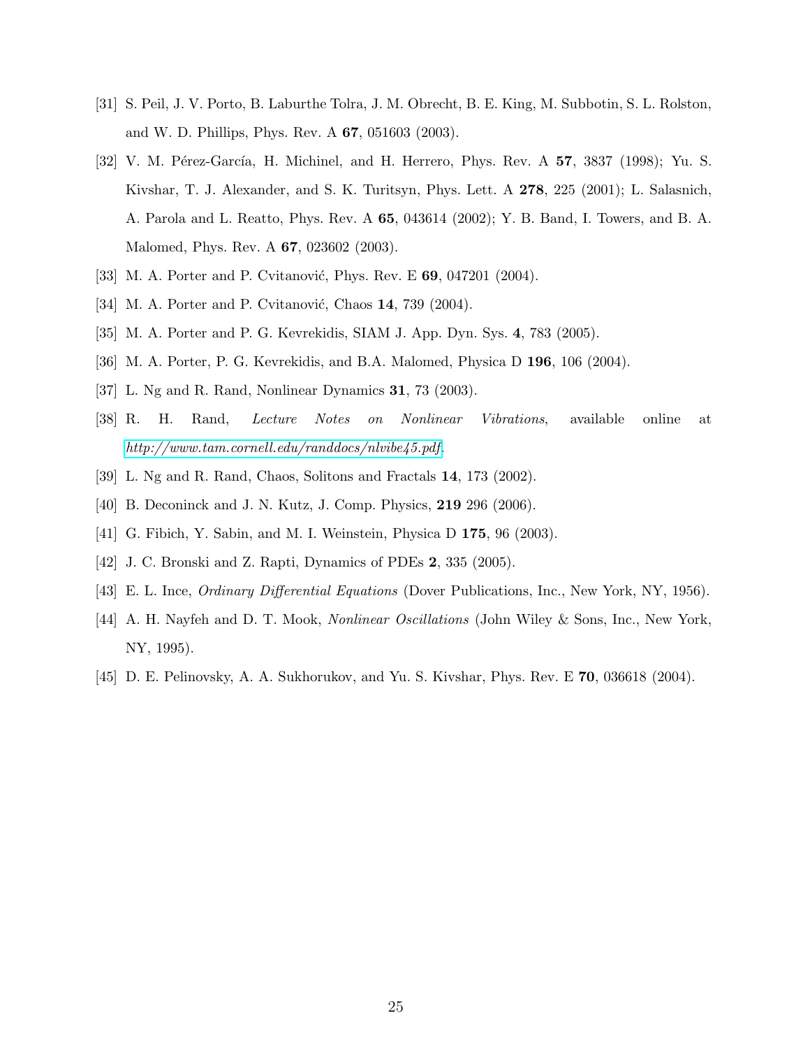[31] S. Peil, J. V. Porto, B. Laburthe Tolra, J. M. Obrecht, B. E. King, M. Subbotin, S. L. Rolston, and W. D. Phillips, Phys. Rev. A **67**, 051603 (2003).

[32] V. M. Pérez-García, H. Michinel, and H. Herrero, Phys. Rev. A **57**, 3837 (1998); Yu. S. Kivshar, T. J. Alexander, and S. K. Turitsyn, Phys. Lett. A **278**, 225 (2001); L. Salasnich, A. Parola and L. Reatto, Phys. Rev. A **65**, 043614 (2002); Y. B. Band, I. Towers, and B. A. Malomed, Phys. Rev. A **67**, 023602 (2003).

[33] M. A. Porter and P. Cvitanović, Phys. Rev. E **69**, 047201 (2004).

[34] M. A. Porter and P. Cvitanović, Chaos **14**, 739 (2004).

[35] M. A. Porter and P. G. Kevrekidis, SIAM J. App. Dyn. Sys. **4**, 783 (2005).

[36] M. A. Porter, P. G. Kevrekidis, and B.A. Malomed, Physica D **196**, 106 (2004).

[37] L. Ng and R. Rand, Nonlinear Dynamics **31**, 73 (2003).

[38] R. H. Rand, *Lecture Notes on Nonlinear Vibrations*, available online at *http://www.tam.cornell.edu/randdocs/nlvibe45.pdf*.

[39] L. Ng and R. Rand, Chaos, Solitons and Fractals **14**, 173 (2002).

[40] B. Deconinck and J. N. Kutz, J. Comp. Physics, **219** 296 (2006).

[41] G. Fibich, Y. Sabin, and M. I. Weinstein, Physica D **175**, 96 (2003).

[42] J. C. Bronski and Z. Rapti, Dynamics of PDEs **2**, 335 (2005).

[43] E. L. Ince, *Ordinary Differential Equations* (Dover Publications, Inc., New York, NY, 1956).

[44] A. H. Nayfeh and D. T. Mook, *Nonlinear Oscillations* (John Wiley & Sons, Inc., New York, NY, 1995).

[45] D. E. Pelinovsky, A. A. Sukhorukov, and Yu. S. Kivshar, Phys. Rev. E **70**, 036618 (2004).